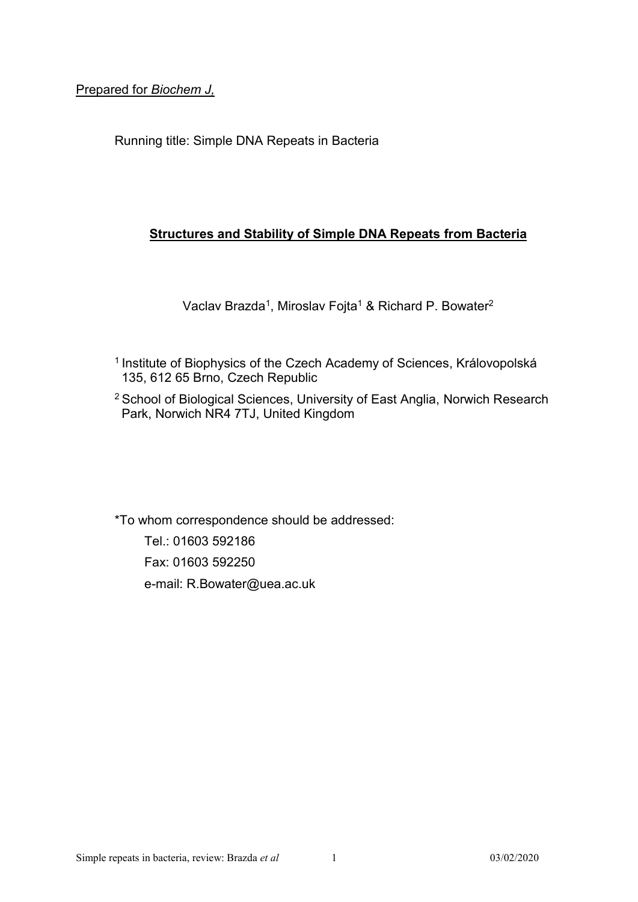Prepared for *Biochem J,*

Running title: Simple DNA Repeats in Bacteria

# Structures and Stability of Simple DNA Repeats from Bacteria

Vaclav Brazda[1], Miroslav Fojta[1] & Richard P. Bowater[2]

[1] Institute of Biophysics of the Czech Academy of Sciences, Královopolská 135, 612 65 Brno, Czech Republic

[2] School of Biological Sciences, University of East Anglia, Norwich Research Park, Norwich NR4 7TJ, United Kingdom

*To whom correspondence should be addressed:

Tel.: 01603 592186

Fax: 01603 592250

e-mail: R.Bowater@uea.ac.uk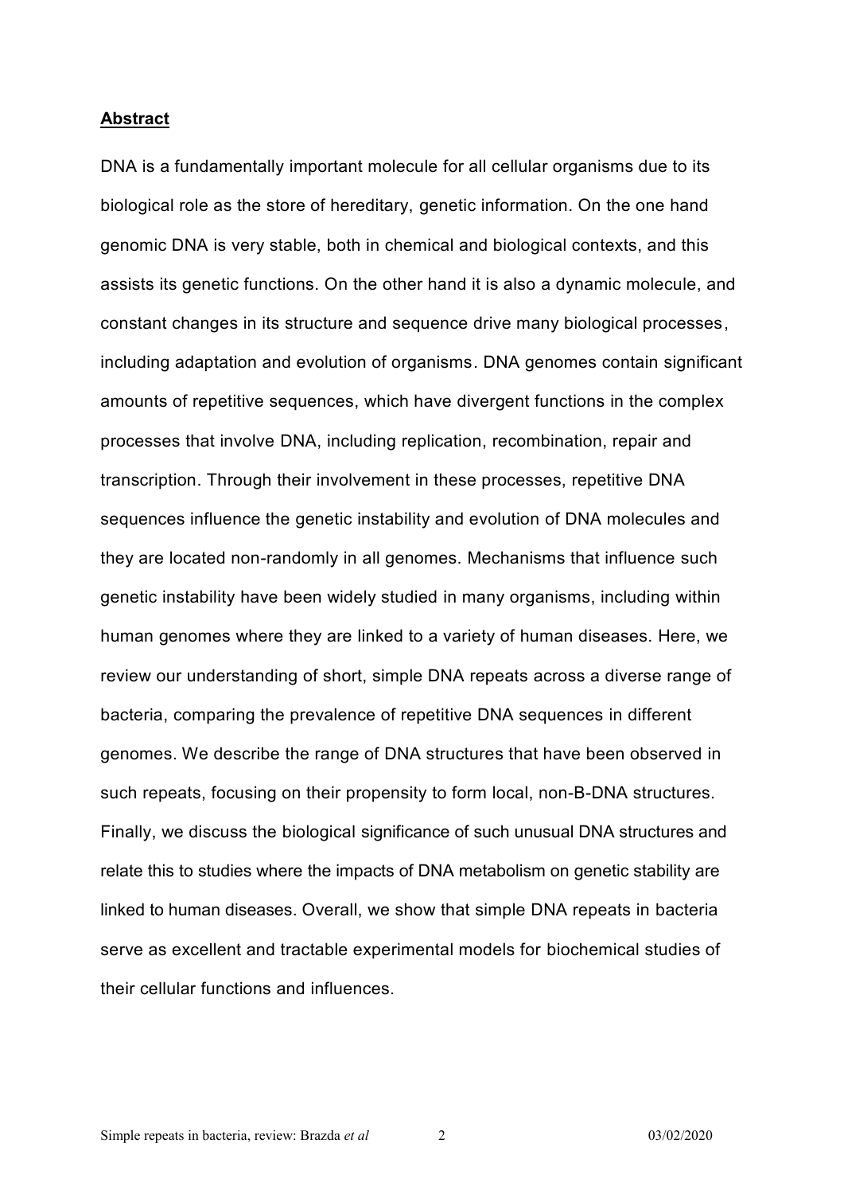**Abstract**

DNA is a fundamentally important molecule for all cellular organisms due to its biological role as the store of hereditary, genetic information. On the one hand genomic DNA is very stable, both in chemical and biological contexts, and this assists its genetic functions. On the other hand it is also a dynamic molecule, and constant changes in its structure and sequence drive many biological processes, including adaptation and evolution of organisms. DNA genomes contain significant amounts of repetitive sequences, which have divergent functions in the complex processes that involve DNA, including replication, recombination, repair and transcription. Through their involvement in these processes, repetitive DNA sequences influence the genetic instability and evolution of DNA molecules and they are located non-randomly in all genomes. Mechanisms that influence such genetic instability have been widely studied in many organisms, including within human genomes where they are linked to a variety of human diseases. Here, we review our understanding of short, simple DNA repeats across a diverse range of bacteria, comparing the prevalence of repetitive DNA sequences in different genomes. We describe the range of DNA structures that have been observed in such repeats, focusing on their propensity to form local, non-B-DNA structures. Finally, we discuss the biological significance of such unusual DNA structures and relate this to studies where the impacts of DNA metabolism on genetic stability are linked to human diseases. Overall, we show that simple DNA repeats in bacteria serve as excellent and tractable experimental models for biochemical studies of their cellular functions and influences.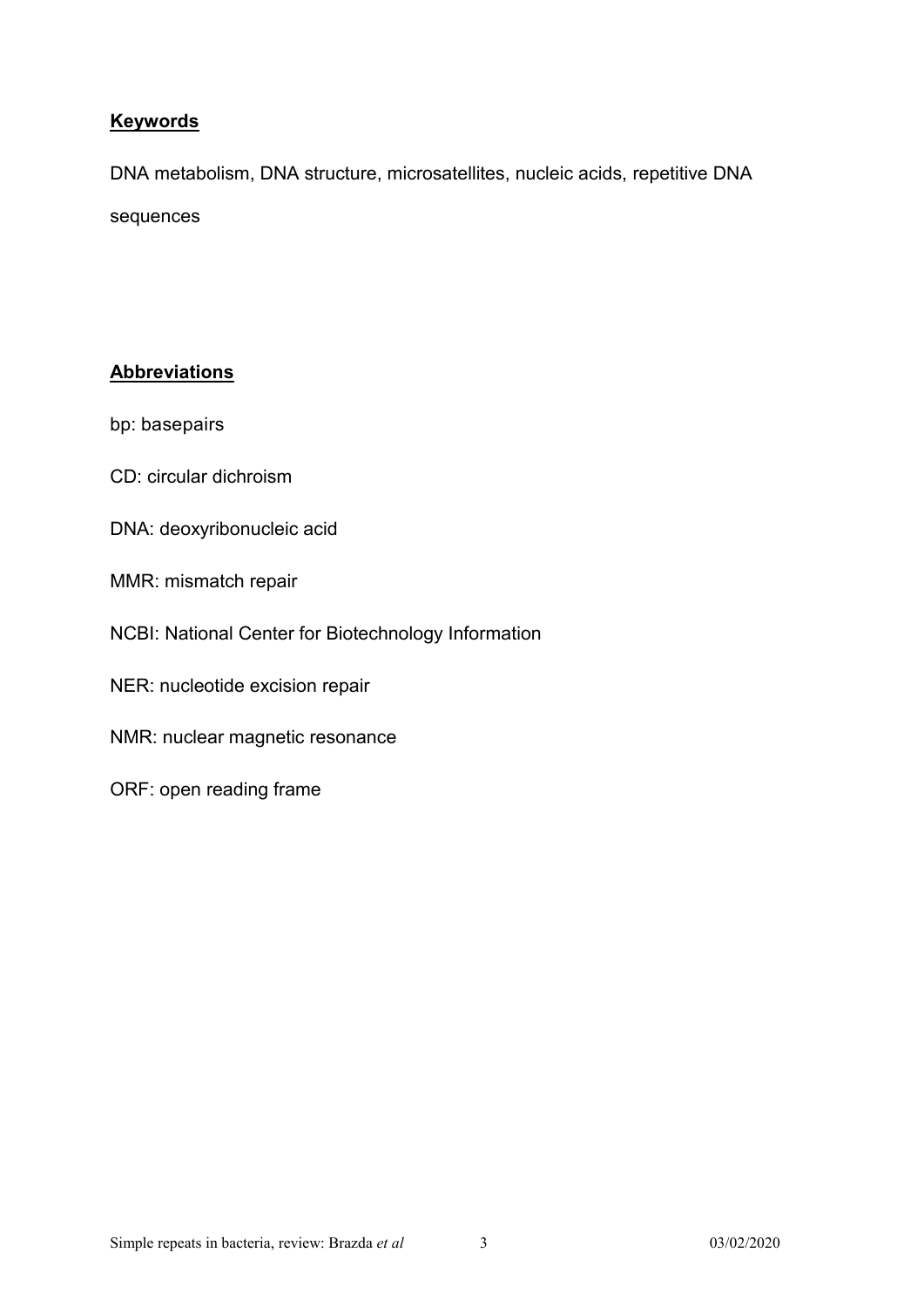## Keywords

DNA metabolism, DNA structure, microsatellites, nucleic acids, repetitive DNA sequences

## Abbreviations

bp: basepairs

CD: circular dichroism

DNA: deoxyribonucleic acid

MMR: mismatch repair

NCBI: National Center for Biotechnology Information

NER: nucleotide excision repair

NMR: nuclear magnetic resonance

ORF: open reading frame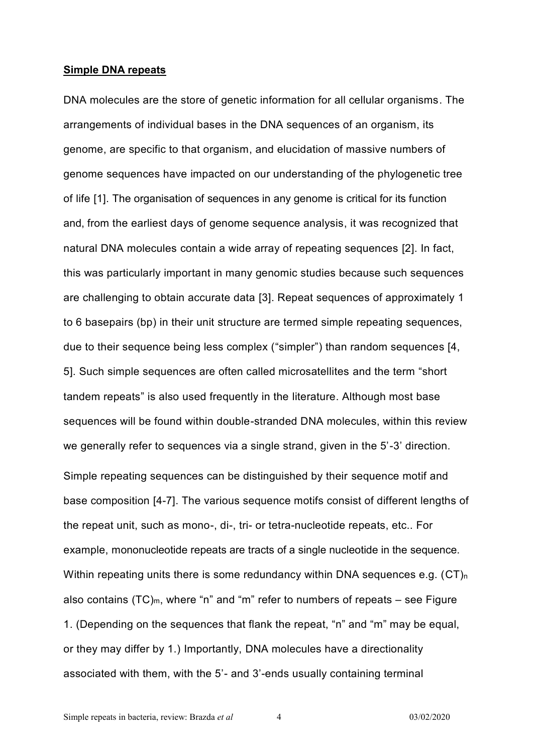## **Simple DNA repeats**

DNA molecules are the store of genetic information for all cellular organisms. The arrangements of individual bases in the DNA sequences of an organism, its genome, are specific to that organism, and elucidation of massive numbers of genome sequences have impacted on our understanding of the phylogenetic tree of life [1]. The organisation of sequences in any genome is critical for its function and, from the earliest days of genome sequence analysis, it was recognized that natural DNA molecules contain a wide array of repeating sequences [2]. In fact, this was particularly important in many genomic studies because such sequences are challenging to obtain accurate data [3]. Repeat sequences of approximately 1 to 6 basepairs (bp) in their unit structure are termed simple repeating sequences, due to their sequence being less complex ("simpler") than random sequences [4, 5]. Such simple sequences are often called microsatellites and the term "short tandem repeats" is also used frequently in the literature. Although most base sequences will be found within double-stranded DNA molecules, within this review we generally refer to sequences via a single strand, given in the 5'-3' direction.

Simple repeating sequences can be distinguished by their sequence motif and base composition [4-7]. The various sequence motifs consist of different lengths of the repeat unit, such as mono-, di-, tri- or tetra-nucleotide repeats, etc.. For example, mononucleotide repeats are tracts of a single nucleotide in the sequence. Within repeating units there is some redundancy within DNA sequences e.g. $(CT)_n$ also contains $(TC)_m$, where "n" and "m" refer to numbers of repeats – see Figure 1. (Depending on the sequences that flank the repeat, "n" and "m" may be equal, or they may differ by 1.) Importantly, DNA molecules have a directionality associated with them, with the 5'- and 3'-ends usually containing terminal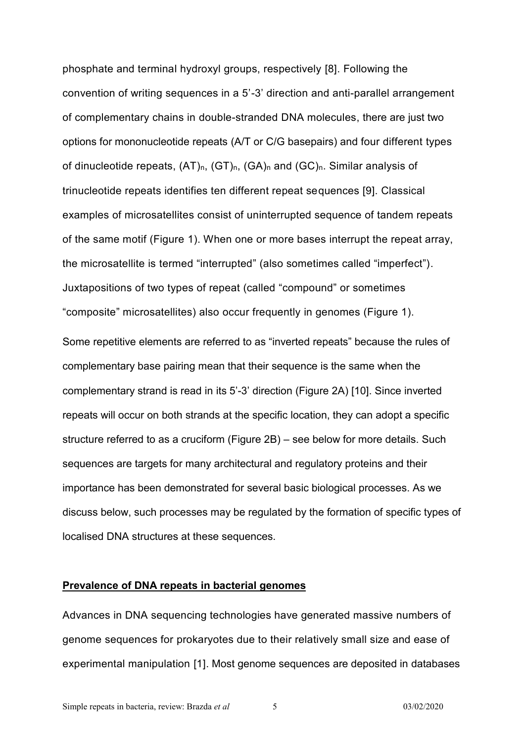phosphate and terminal hydroxyl groups, respectively [8]. Following the convention of writing sequences in a 5'-3' direction and anti-parallel arrangement of complementary chains in double-stranded DNA molecules, there are just two options for mononucleotide repeats (A/T or C/G basepairs) and four different types of dinucleotide repeats, $(AT)_n$, $(GT)_n$, $(GA)_n$ and $(GC)_n$. Similar analysis of trinucleotide repeats identifies ten different repeat sequences [9]. Classical examples of microsatellites consist of uninterrupted sequence of tandem repeats of the same motif (Figure 1). When one or more bases interrupt the repeat array, the microsatellite is termed "interrupted" (also sometimes called "imperfect"). Juxtapositions of two types of repeat (called "compound" or sometimes "composite" microsatellites) also occur frequently in genomes (Figure 1).

Some repetitive elements are referred to as "inverted repeats" because the rules of complementary base pairing mean that their sequence is the same when the complementary strand is read in its 5'-3' direction (Figure 2A) [10]. Since inverted repeats will occur on both strands at the specific location, they can adopt a specific structure referred to as a cruciform (Figure 2B) – see below for more details. Such sequences are targets for many architectural and regulatory proteins and their importance has been demonstrated for several basic biological processes. As we discuss below, such processes may be regulated by the formation of specific types of localised DNA structures at these sequences.

## Prevalence of DNA repeats in bacterial genomes

Advances in DNA sequencing technologies have generated massive numbers of genome sequences for prokaryotes due to their relatively small size and ease of experimental manipulation [1]. Most genome sequences are deposited in databases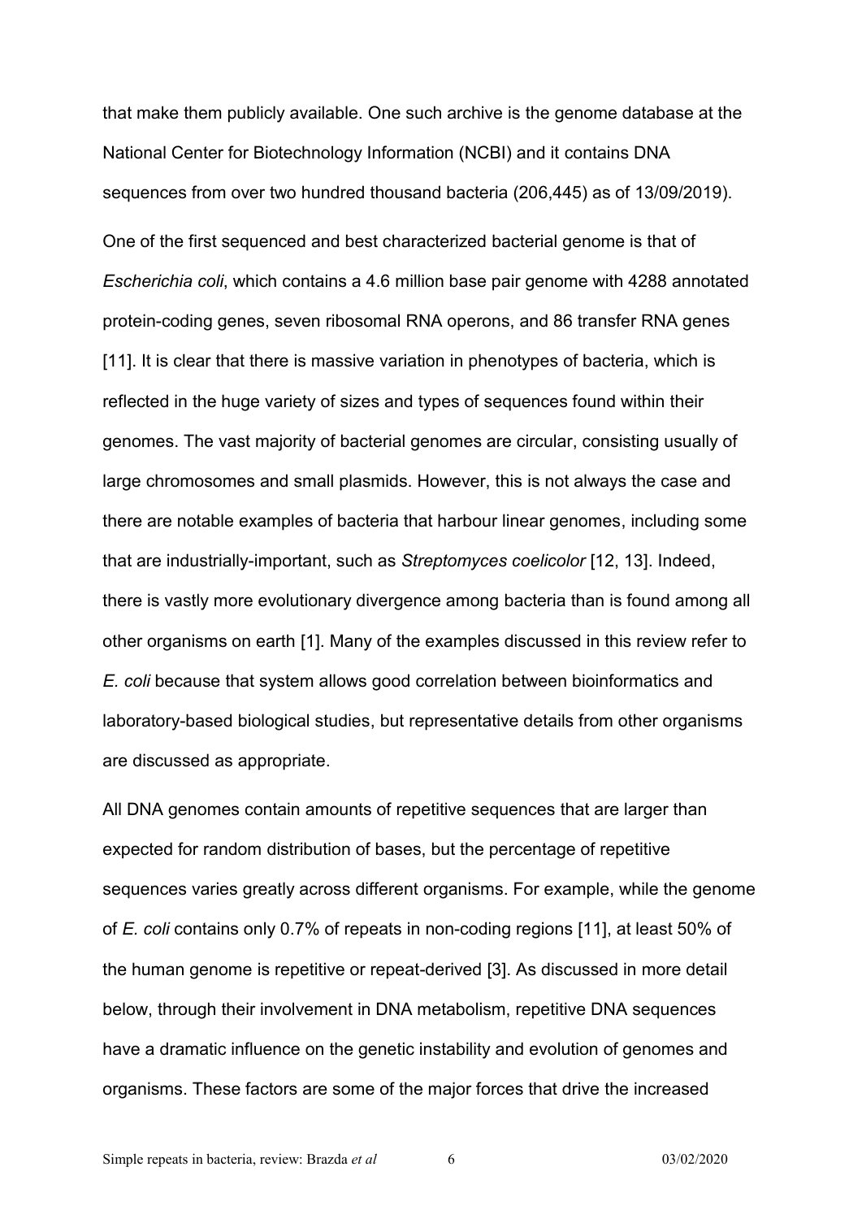that make them publicly available. One such archive is the genome database at the National Center for Biotechnology Information (NCBI) and it contains DNA sequences from over two hundred thousand bacteria (206,445) as of 13/09/2019).

One of the first sequenced and best characterized bacterial genome is that of *Escherichia coli*, which contains a 4.6 million base pair genome with 4288 annotated protein-coding genes, seven ribosomal RNA operons, and 86 transfer RNA genes [11]. It is clear that there is massive variation in phenotypes of bacteria, which is reflected in the huge variety of sizes and types of sequences found within their genomes. The vast majority of bacterial genomes are circular, consisting usually of large chromosomes and small plasmids. However, this is not always the case and there are notable examples of bacteria that harbour linear genomes, including some that are industrially-important, such as *Streptomyces coelicolor* [12, 13]. Indeed, there is vastly more evolutionary divergence among bacteria than is found among all other organisms on earth [1]. Many of the examples discussed in this review refer to *E. coli* because that system allows good correlation between bioinformatics and laboratory-based biological studies, but representative details from other organisms are discussed as appropriate.

All DNA genomes contain amounts of repetitive sequences that are larger than expected for random distribution of bases, but the percentage of repetitive sequences varies greatly across different organisms. For example, while the genome of *E. coli* contains only 0.7% of repeats in non-coding regions [11], at least 50% of the human genome is repetitive or repeat-derived [3]. As discussed in more detail below, through their involvement in DNA metabolism, repetitive DNA sequences have a dramatic influence on the genetic instability and evolution of genomes and organisms. These factors are some of the major forces that drive the increased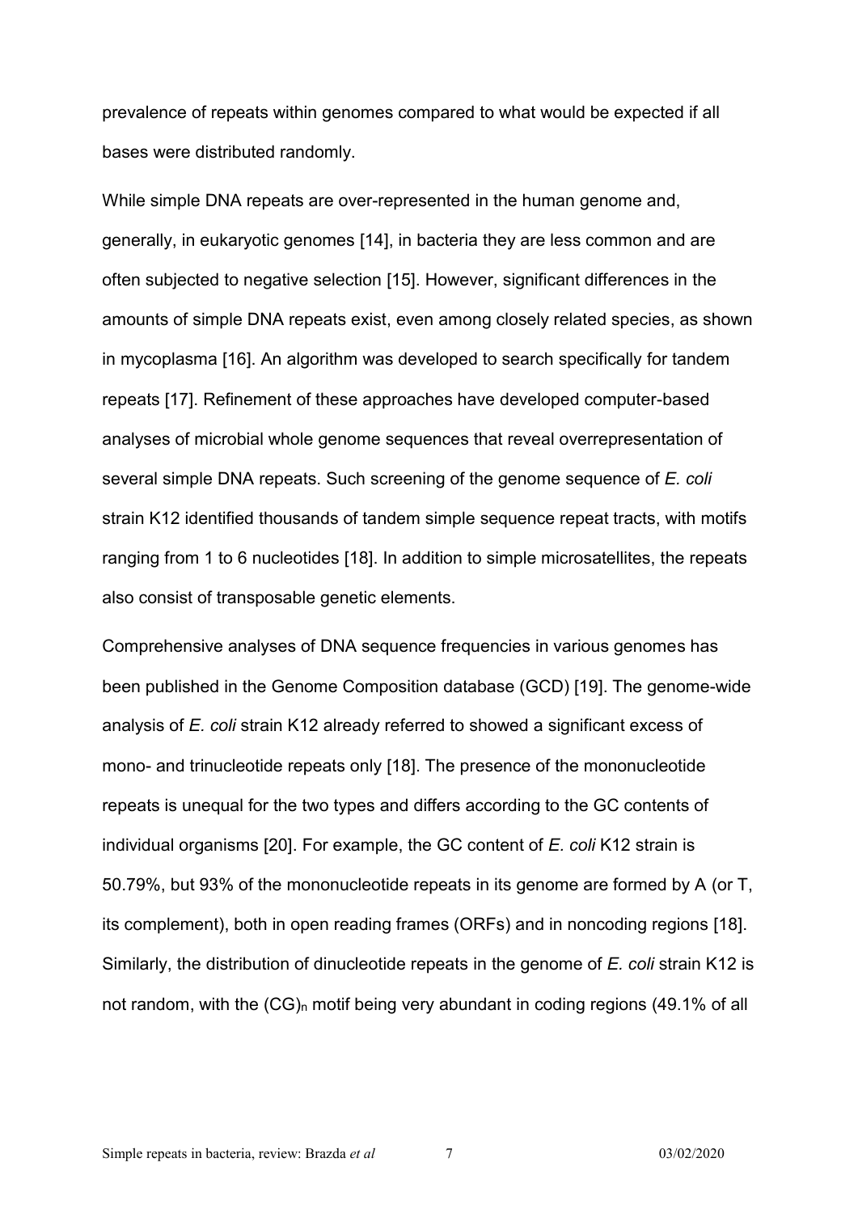prevalence of repeats within genomes compared to what would be expected if all bases were distributed randomly.

While simple DNA repeats are over-represented in the human genome and, generally, in eukaryotic genomes [14], in bacteria they are less common and are often subjected to negative selection [15]. However, significant differences in the amounts of simple DNA repeats exist, even among closely related species, as shown in mycoplasma [16]. An algorithm was developed to search specifically for tandem repeats [17]. Refinement of these approaches have developed computer-based analyses of microbial whole genome sequences that reveal overrepresentation of several simple DNA repeats. Such screening of the genome sequence of *E. coli* strain K12 identified thousands of tandem simple sequence repeat tracts, with motifs ranging from 1 to 6 nucleotides [18]. In addition to simple microsatellites, the repeats also consist of transposable genetic elements.

Comprehensive analyses of DNA sequence frequencies in various genomes has been published in the Genome Composition database (GCD) [19]. The genome-wide analysis of *E. coli* strain K12 already referred to showed a significant excess of mono- and trinucleotide repeats only [18]. The presence of the mononucleotide repeats is unequal for the two types and differs according to the GC contents of individual organisms [20]. For example, the GC content of *E. coli* K12 strain is 50.79%, but 93% of the mononucleotide repeats in its genome are formed by A (or T, its complement), both in open reading frames (ORFs) and in noncoding regions [18]. Similarly, the distribution of dinucleotide repeats in the genome of *E. coli* strain K12 is not random, with the $(CG)_n$ motif being very abundant in coding regions (49.1% of all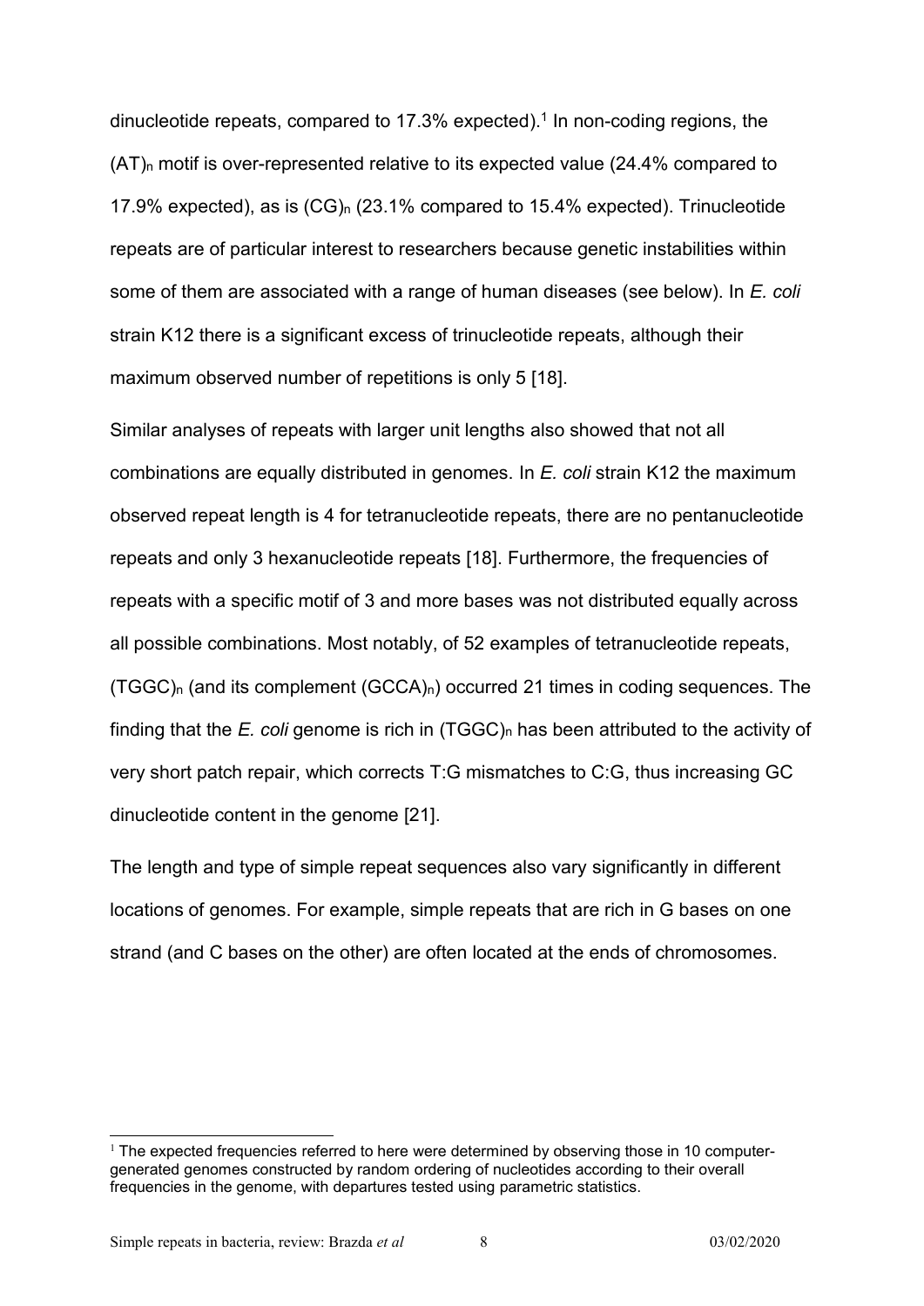dinucleotide repeats, compared to 17.3% expected).[1] In non-coding regions, the $(AT)_n$ motif is over-represented relative to its expected value (24.4% compared to 17.9% expected), as is $(CG)_n$ (23.1% compared to 15.4% expected). Trinucleotide repeats are of particular interest to researchers because genetic instabilities within some of them are associated with a range of human diseases (see below). In *E. coli* strain K12 there is a significant excess of trinucleotide repeats, although their maximum observed number of repetitions is only 5 [18].

Similar analyses of repeats with larger unit lengths also showed that not all combinations are equally distributed in genomes. In *E. coli* strain K12 the maximum observed repeat length is 4 for tetranucleotide repeats, there are no pentanucleotide repeats and only 3 hexanucleotide repeats [18]. Furthermore, the frequencies of repeats with a specific motif of 3 and more bases was not distributed equally across all possible combinations. Most notably, of 52 examples of tetranucleotide repeats, $(TGGC)_n$ (and its complement $(GCCA)_n$) occurred 21 times in coding sequences. The finding that the *E. coli* genome is rich in $(TGGC)_n$ has been attributed to the activity of very short patch repair, which corrects T:G mismatches to C:G, thus increasing GC dinucleotide content in the genome [21].

The length and type of simple repeat sequences also vary significantly in different locations of genomes. For example, simple repeats that are rich in G bases on one strand (and C bases on the other) are often located at the ends of chromosomes.

---

[1] The expected frequencies referred to here were determined by observing those in 10 computer-generated genomes constructed by random ordering of nucleotides according to their overall frequencies in the genome, with departures tested using parametric statistics.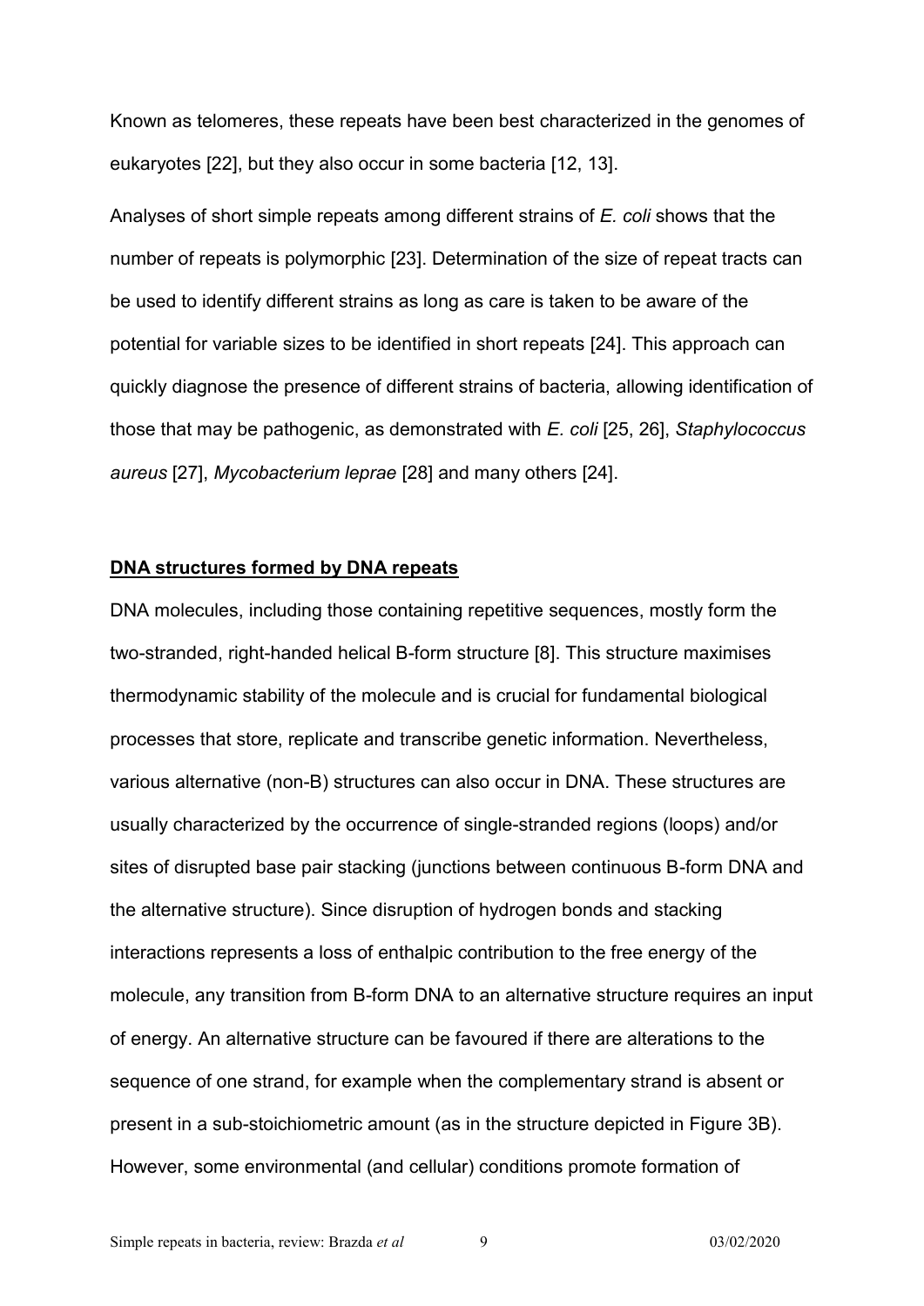Known as telomeres, these repeats have been best characterized in the genomes of eukaryotes [22], but they also occur in some bacteria [12, 13].

Analyses of short simple repeats among different strains of *E. coli* shows that the number of repeats is polymorphic [23]. Determination of the size of repeat tracts can be used to identify different strains as long as care is taken to be aware of the potential for variable sizes to be identified in short repeats [24]. This approach can quickly diagnose the presence of different strains of bacteria, allowing identification of those that may be pathogenic, as demonstrated with *E. coli* [25, 26], *Staphylococcus aureus* [27], *Mycobacterium leprae* [28] and many others [24].

## **DNA structures formed by DNA repeats**

DNA molecules, including those containing repetitive sequences, mostly form the two-stranded, right-handed helical B-form structure [8]. This structure maximises thermodynamic stability of the molecule and is crucial for fundamental biological processes that store, replicate and transcribe genetic information. Nevertheless, various alternative (non-B) structures can also occur in DNA. These structures are usually characterized by the occurrence of single-stranded regions (loops) and/or sites of disrupted base pair stacking (junctions between continuous B-form DNA and the alternative structure). Since disruption of hydrogen bonds and stacking interactions represents a loss of enthalpic contribution to the free energy of the molecule, any transition from B-form DNA to an alternative structure requires an input of energy. An alternative structure can be favoured if there are alterations to the sequence of one strand, for example when the complementary strand is absent or present in a sub-stoichiometric amount (as in the structure depicted in Figure 3B). However, some environmental (and cellular) conditions promote formation of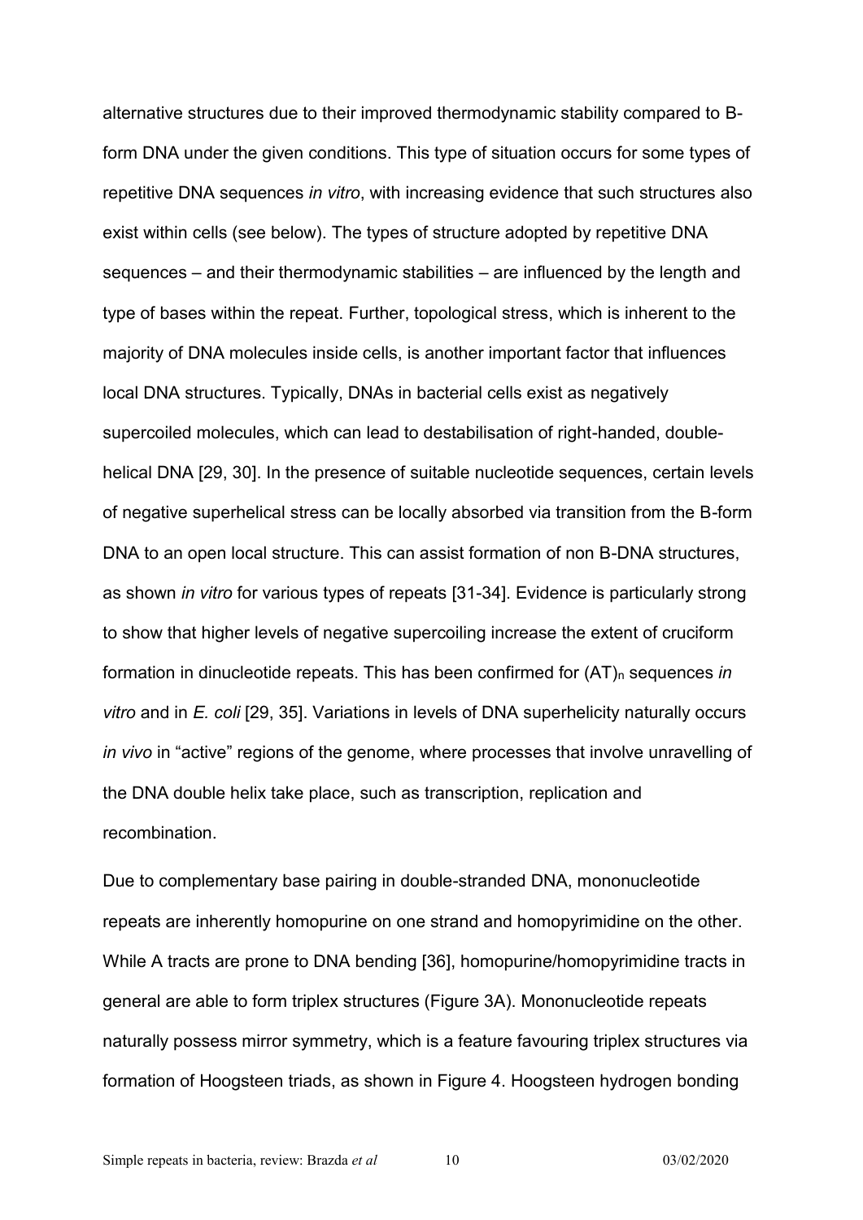alternative structures due to their improved thermodynamic stability compared to B-form DNA under the given conditions. This type of situation occurs for some types of repetitive DNA sequences *in vitro*, with increasing evidence that such structures also exist within cells (see below). The types of structure adopted by repetitive DNA sequences – and their thermodynamic stabilities – are influenced by the length and type of bases within the repeat. Further, topological stress, which is inherent to the majority of DNA molecules inside cells, is another important factor that influences local DNA structures. Typically, DNAs in bacterial cells exist as negatively supercoiled molecules, which can lead to destabilisation of right-handed, double-helical DNA [29, 30]. In the presence of suitable nucleotide sequences, certain levels of negative superhelical stress can be locally absorbed via transition from the B-form DNA to an open local structure. This can assist formation of non B-DNA structures, as shown *in vitro* for various types of repeats [31-34]. Evidence is particularly strong to show that higher levels of negative supercoiling increase the extent of cruciform formation in dinucleotide repeats. This has been confirmed for $(AT)_n$ sequences *in vitro* and in *E. coli* [29, 35]. Variations in levels of DNA superhelicity naturally occurs *in vivo* in "active" regions of the genome, where processes that involve unravelling of the DNA double helix take place, such as transcription, replication and recombination.

Due to complementary base pairing in double-stranded DNA, mononucleotide repeats are inherently homopurine on one strand and homopyrimidine on the other. While A tracts are prone to DNA bending [36], homopurine/homopyrimidine tracts in general are able to form triplex structures (Figure 3A). Mononucleotide repeats naturally possess mirror symmetry, which is a feature favouring triplex structures via formation of Hoogsteen triads, as shown in Figure 4. Hoogsteen hydrogen bonding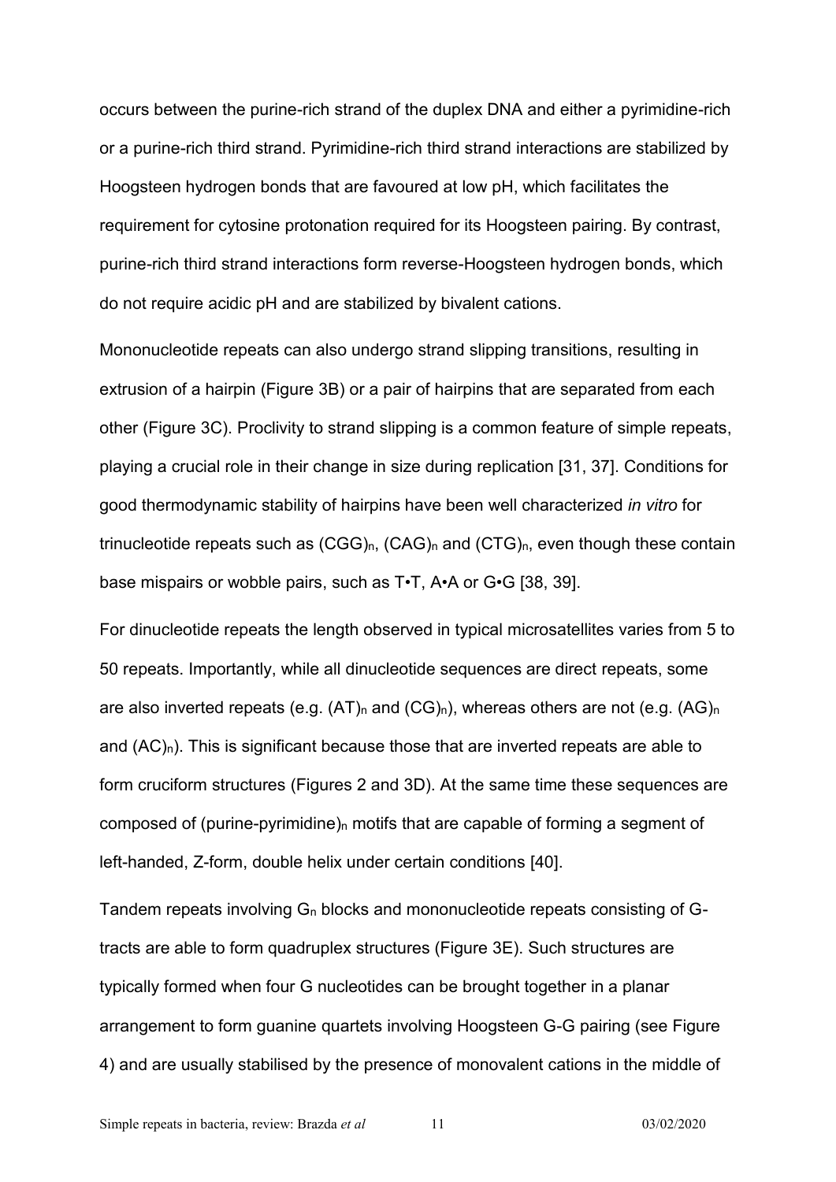occurs between the purine-rich strand of the duplex DNA and either a pyrimidine-rich or a purine-rich third strand. Pyrimidine-rich third strand interactions are stabilized by Hoogsteen hydrogen bonds that are favoured at low pH, which facilitates the requirement for cytosine protonation required for its Hoogsteen pairing. By contrast, purine-rich third strand interactions form reverse-Hoogsteen hydrogen bonds, which do not require acidic pH and are stabilized by bivalent cations.

Mononucleotide repeats can also undergo strand slipping transitions, resulting in extrusion of a hairpin (Figure 3B) or a pair of hairpins that are separated from each other (Figure 3C). Proclivity to strand slipping is a common feature of simple repeats, playing a crucial role in their change in size during replication [31, 37]. Conditions for good thermodynamic stability of hairpins have been well characterized *in vitro* for trinucleotide repeats such as $(CGG)_n$, $(CAG)_n$ and $(CTG)_n$, even though these contain base mispairs or wobble pairs, such as T•T, A•A or G•G [38, 39].

For dinucleotide repeats the length observed in typical microsatellites varies from 5 to 50 repeats. Importantly, while all dinucleotide sequences are direct repeats, some are also inverted repeats (e.g. $(AT)_n$ and $(CG)_n$), whereas others are not (e.g. $(AG)_n$ and $(AC)_n$). This is significant because those that are inverted repeats are able to form cruciform structures (Figures 2 and 3D). At the same time these sequences are composed of $(\text{purine-pyrimidine})_n$ motifs that are capable of forming a segment of left-handed, Z-form, double helix under certain conditions [40].

Tandem repeats involving $G_n$ blocks and mononucleotide repeats consisting of G-tracts are able to form quadruplex structures (Figure 3E). Such structures are typically formed when four G nucleotides can be brought together in a planar arrangement to form guanine quartets involving Hoogsteen G-G pairing (see Figure 4) and are usually stabilised by the presence of monovalent cations in the middle of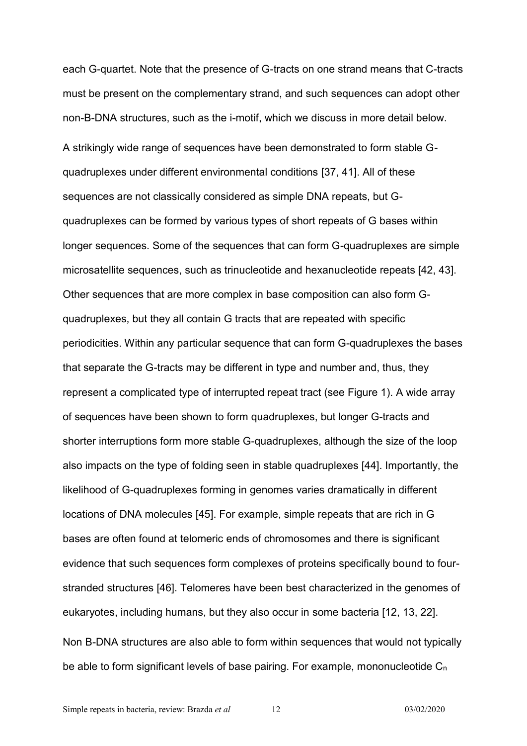each G-quartet. Note that the presence of G-tracts on one strand means that C-tracts must be present on the complementary strand, and such sequences can adopt other non-B-DNA structures, such as the i-motif, which we discuss in more detail below.

A strikingly wide range of sequences have been demonstrated to form stable G-quadruplexes under different environmental conditions [37, 41]. All of these sequences are not classically considered as simple DNA repeats, but G-quadruplexes can be formed by various types of short repeats of G bases within longer sequences. Some of the sequences that can form G-quadruplexes are simple microsatellite sequences, such as trinucleotide and hexanucleotide repeats [42, 43]. Other sequences that are more complex in base composition can also form G-quadruplexes, but they all contain G tracts that are repeated with specific periodicities. Within any particular sequence that can form G-quadruplexes the bases that separate the G-tracts may be different in type and number and, thus, they represent a complicated type of interrupted repeat tract (see Figure 1). A wide array of sequences have been shown to form quadruplexes, but longer G-tracts and shorter interruptions form more stable G-quadruplexes, although the size of the loop also impacts on the type of folding seen in stable quadruplexes [44]. Importantly, the likelihood of G-quadruplexes forming in genomes varies dramatically in different locations of DNA molecules [45]. For example, simple repeats that are rich in G bases are often found at telomeric ends of chromosomes and there is significant evidence that such sequences form complexes of proteins specifically bound to four-stranded structures [46]. Telomeres have been best characterized in the genomes of eukaryotes, including humans, but they also occur in some bacteria [12, 13, 22].

Non B-DNA structures are also able to form within sequences that would not typically be able to form significant levels of base pairing. For example, mononucleotide $C_n$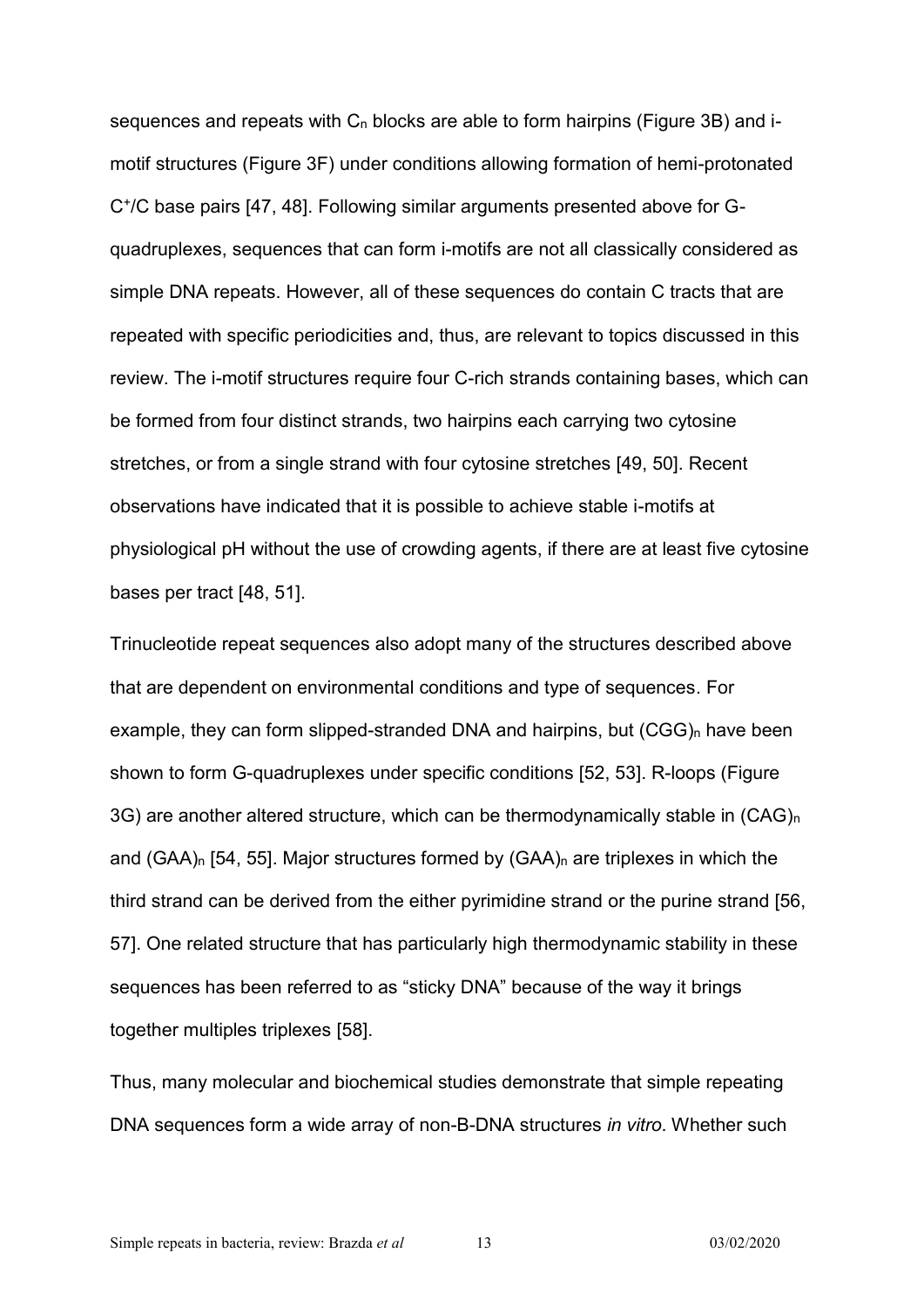sequences and repeats with $C_n$ blocks are able to form hairpins (Figure 3B) and i-motif structures (Figure 3F) under conditions allowing formation of hemi-protonated $C^+/C$ base pairs [47, 48]. Following similar arguments presented above for G-quadruplexes, sequences that can form i-motifs are not all classically considered as simple DNA repeats. However, all of these sequences do contain C tracts that are repeated with specific periodicities and, thus, are relevant to topics discussed in this review. The i-motif structures require four C-rich strands containing bases, which can be formed from four distinct strands, two hairpins each carrying two cytosine stretches, or from a single strand with four cytosine stretches [49, 50]. Recent observations have indicated that it is possible to achieve stable i-motifs at physiological pH without the use of crowding agents, if there are at least five cytosine bases per tract [48, 51].

Trinucleotide repeat sequences also adopt many of the structures described above that are dependent on environmental conditions and type of sequences. For example, they can form slipped-stranded DNA and hairpins, but $(CGG)_n$ have been shown to form G-quadruplexes under specific conditions [52, 53]. R-loops (Figure 3G) are another altered structure, which can be thermodynamically stable in $(CAG)_n$ and $(GAA)_n$ [54, 55]. Major structures formed by $(GAA)_n$ are triplexes in which the third strand can be derived from the either pyrimidine strand or the purine strand [56, 57]. One related structure that has particularly high thermodynamic stability in these sequences has been referred to as "sticky DNA" because of the way it brings together multiples triplexes [58].

Thus, many molecular and biochemical studies demonstrate that simple repeating DNA sequences form a wide array of non-B-DNA structures *in vitro*. Whether such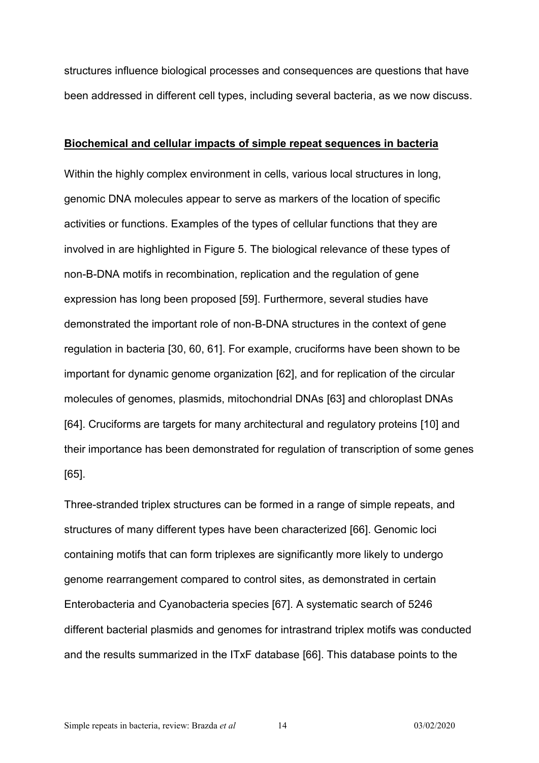structures influence biological processes and consequences are questions that have been addressed in different cell types, including several bacteria, as we now discuss.

## **Biochemical and cellular impacts of simple repeat sequences in bacteria**

Within the highly complex environment in cells, various local structures in long, genomic DNA molecules appear to serve as markers of the location of specific activities or functions. Examples of the types of cellular functions that they are involved in are highlighted in Figure 5. The biological relevance of these types of non-B-DNA motifs in recombination, replication and the regulation of gene expression has long been proposed [59]. Furthermore, several studies have demonstrated the important role of non-B-DNA structures in the context of gene regulation in bacteria [30, 60, 61]. For example, cruciforms have been shown to be important for dynamic genome organization [62], and for replication of the circular molecules of genomes, plasmids, mitochondrial DNAs [63] and chloroplast DNAs [64]. Cruciforms are targets for many architectural and regulatory proteins [10] and their importance has been demonstrated for regulation of transcription of some genes [65].

Three-stranded triplex structures can be formed in a range of simple repeats, and structures of many different types have been characterized [66]. Genomic loci containing motifs that can form triplexes are significantly more likely to undergo genome rearrangement compared to control sites, as demonstrated in certain Enterobacteria and Cyanobacteria species [67]. A systematic search of 5246 different bacterial plasmids and genomes for intrastrand triplex motifs was conducted and the results summarized in the ITxF database [66]. This database points to the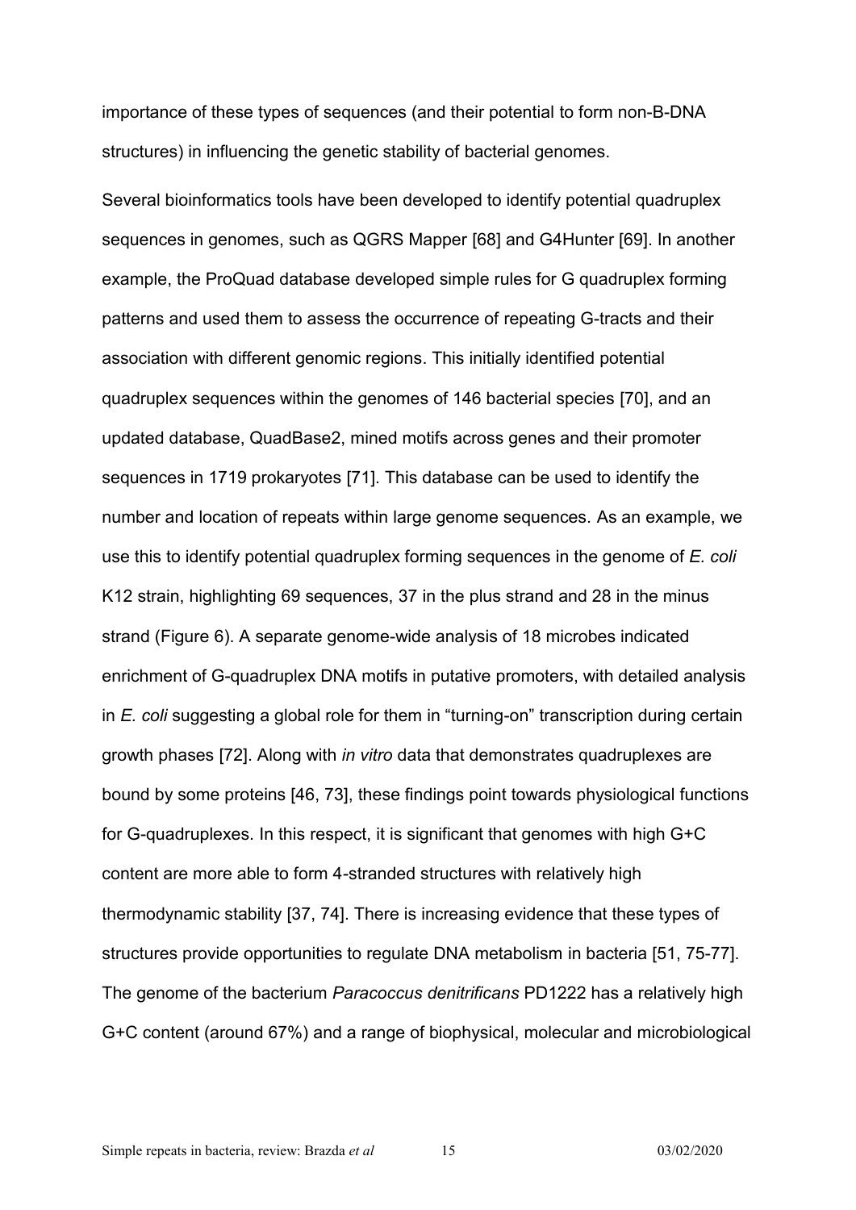importance of these types of sequences (and their potential to form non-B-DNA structures) in influencing the genetic stability of bacterial genomes.

Several bioinformatics tools have been developed to identify potential quadruplex sequences in genomes, such as QGRS Mapper [68] and G4Hunter [69]. In another example, the ProQuad database developed simple rules for G quadruplex forming patterns and used them to assess the occurrence of repeating G-tracts and their association with different genomic regions. This initially identified potential quadruplex sequences within the genomes of 146 bacterial species [70], and an updated database, QuadBase2, mined motifs across genes and their promoter sequences in 1719 prokaryotes [71]. This database can be used to identify the number and location of repeats within large genome sequences. As an example, we use this to identify potential quadruplex forming sequences in the genome of *E. coli* K12 strain, highlighting 69 sequences, 37 in the plus strand and 28 in the minus strand (Figure 6). A separate genome-wide analysis of 18 microbes indicated enrichment of G-quadruplex DNA motifs in putative promoters, with detailed analysis in *E. coli* suggesting a global role for them in "turning-on" transcription during certain growth phases [72]. Along with *in vitro* data that demonstrates quadruplexes are bound by some proteins [46, 73], these findings point towards physiological functions for G-quadruplexes. In this respect, it is significant that genomes with high G+C content are more able to form 4-stranded structures with relatively high thermodynamic stability [37, 74]. There is increasing evidence that these types of structures provide opportunities to regulate DNA metabolism in bacteria [51, 75-77]. The genome of the bacterium *Paracoccus denitrificans* PD1222 has a relatively high G+C content (around 67%) and a range of biophysical, molecular and microbiological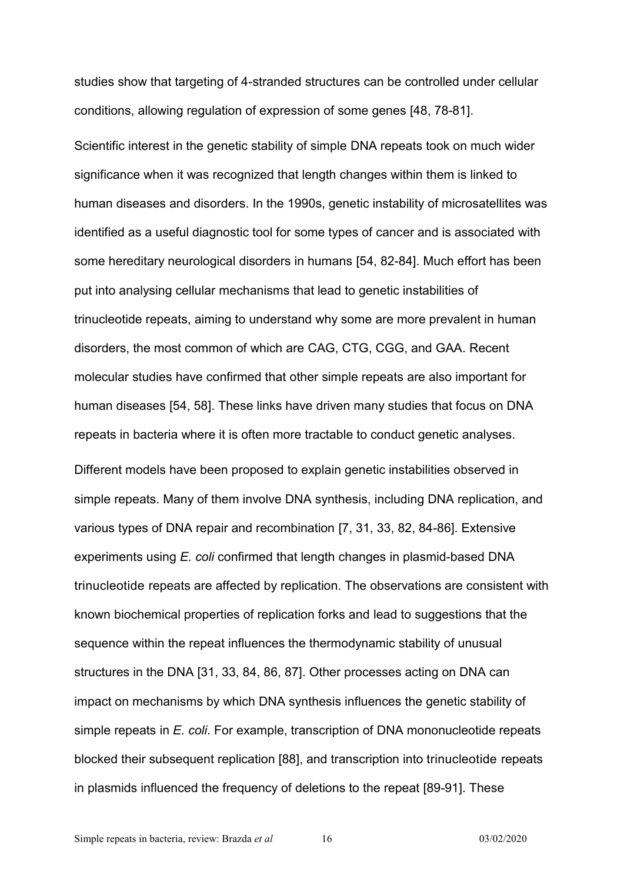studies show that targeting of 4-stranded structures can be controlled under cellular conditions, allowing regulation of expression of some genes [48, 78-81].

Scientific interest in the genetic stability of simple DNA repeats took on much wider significance when it was recognized that length changes within them is linked to human diseases and disorders. In the 1990s, genetic instability of microsatellites was identified as a useful diagnostic tool for some types of cancer and is associated with some hereditary neurological disorders in humans [54, 82-84]. Much effort has been put into analysing cellular mechanisms that lead to genetic instabilities of trinucleotide repeats, aiming to understand why some are more prevalent in human disorders, the most common of which are CAG, CTG, CGG, and GAA. Recent molecular studies have confirmed that other simple repeats are also important for human diseases [54, 58]. These links have driven many studies that focus on DNA repeats in bacteria where it is often more tractable to conduct genetic analyses.

Different models have been proposed to explain genetic instabilities observed in simple repeats. Many of them involve DNA synthesis, including DNA replication, and various types of DNA repair and recombination [7, 31, 33, 82, 84-86]. Extensive experiments using *E. coli* confirmed that length changes in plasmid-based DNA trinucleotide repeats are affected by replication. The observations are consistent with known biochemical properties of replication forks and lead to suggestions that the sequence within the repeat influences the thermodynamic stability of unusual structures in the DNA [31, 33, 84, 86, 87]. Other processes acting on DNA can impact on mechanisms by which DNA synthesis influences the genetic stability of simple repeats in *E. coli*. For example, transcription of DNA mononucleotide repeats blocked their subsequent replication [88], and transcription into trinucleotide repeats in plasmids influenced the frequency of deletions to the repeat [89-91]. These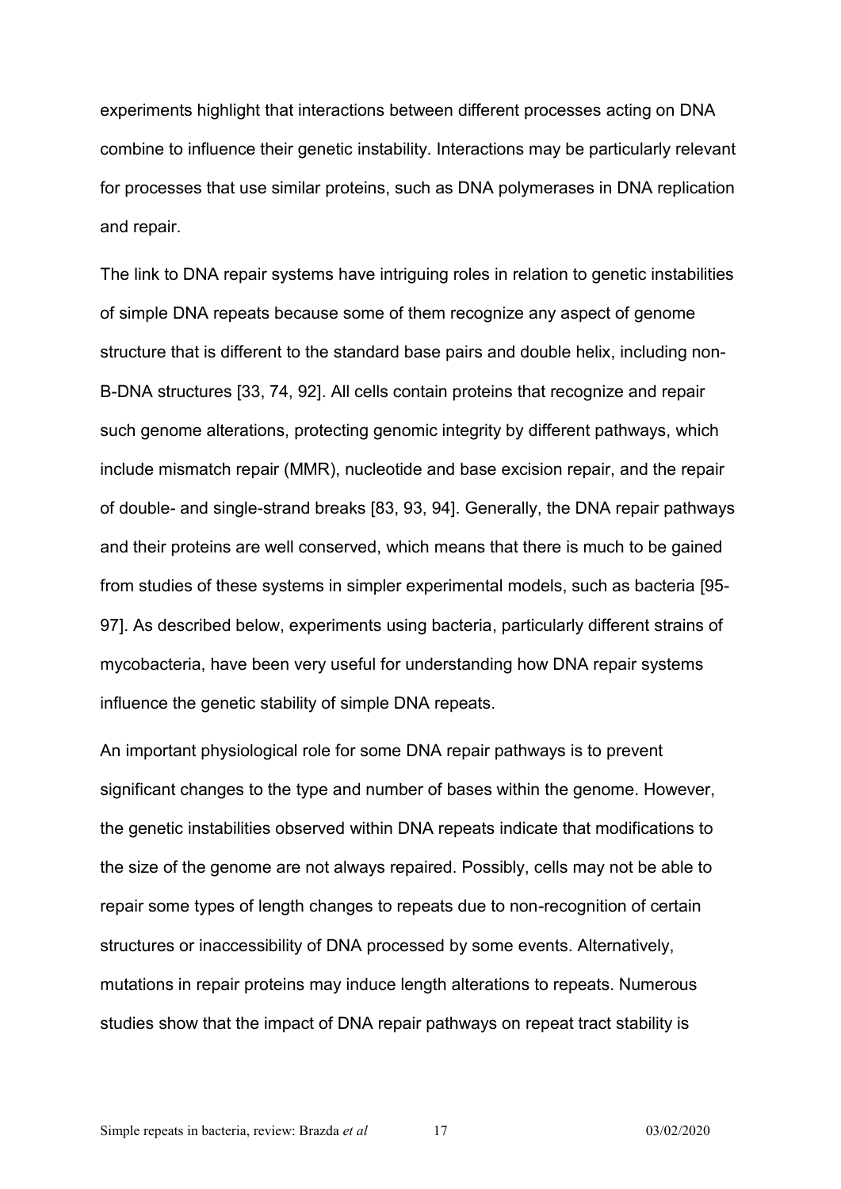experiments highlight that interactions between different processes acting on DNA combine to influence their genetic instability. Interactions may be particularly relevant for processes that use similar proteins, such as DNA polymerases in DNA replication and repair.

The link to DNA repair systems have intriguing roles in relation to genetic instabilities of simple DNA repeats because some of them recognize any aspect of genome structure that is different to the standard base pairs and double helix, including non-B-DNA structures [33, 74, 92]. All cells contain proteins that recognize and repair such genome alterations, protecting genomic integrity by different pathways, which include mismatch repair (MMR), nucleotide and base excision repair, and the repair of double- and single-strand breaks [83, 93, 94]. Generally, the DNA repair pathways and their proteins are well conserved, which means that there is much to be gained from studies of these systems in simpler experimental models, such as bacteria [95-97]. As described below, experiments using bacteria, particularly different strains of mycobacteria, have been very useful for understanding how DNA repair systems influence the genetic stability of simple DNA repeats.

An important physiological role for some DNA repair pathways is to prevent significant changes to the type and number of bases within the genome. However, the genetic instabilities observed within DNA repeats indicate that modifications to the size of the genome are not always repaired. Possibly, cells may not be able to repair some types of length changes to repeats due to non-recognition of certain structures or inaccessibility of DNA processed by some events. Alternatively, mutations in repair proteins may induce length alterations to repeats. Numerous studies show that the impact of DNA repair pathways on repeat tract stability is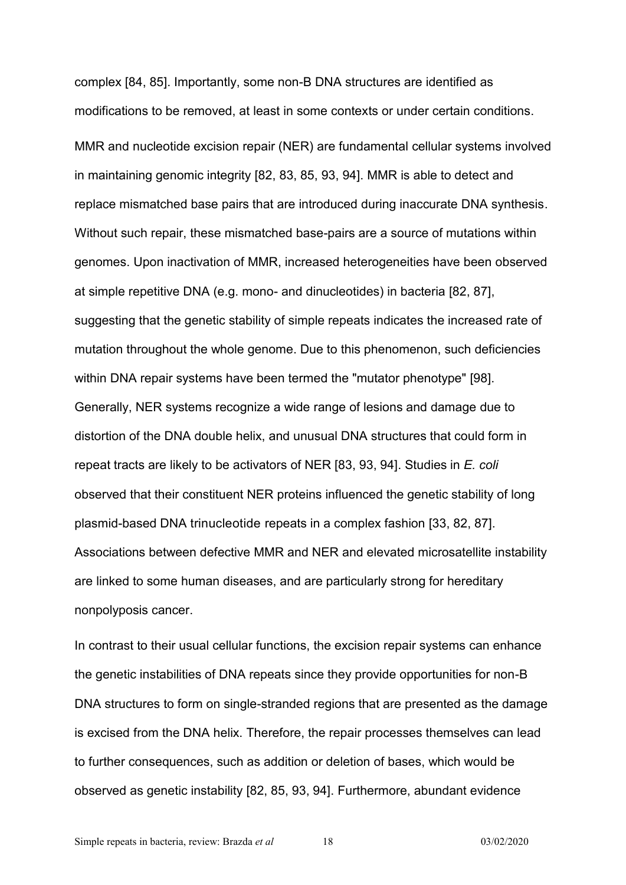complex [84, 85]. Importantly, some non-B DNA structures are identified as modifications to be removed, at least in some contexts or under certain conditions.

MMR and nucleotide excision repair (NER) are fundamental cellular systems involved in maintaining genomic integrity [82, 83, 85, 93, 94]. MMR is able to detect and replace mismatched base pairs that are introduced during inaccurate DNA synthesis. Without such repair, these mismatched base-pairs are a source of mutations within genomes. Upon inactivation of MMR, increased heterogeneities have been observed at simple repetitive DNA (e.g. mono- and dinucleotides) in bacteria [82, 87], suggesting that the genetic stability of simple repeats indicates the increased rate of mutation throughout the whole genome. Due to this phenomenon, such deficiencies within DNA repair systems have been termed the "mutator phenotype" [98]. Generally, NER systems recognize a wide range of lesions and damage due to distortion of the DNA double helix, and unusual DNA structures that could form in repeat tracts are likely to be activators of NER [83, 93, 94]. Studies in *E. coli* observed that their constituent NER proteins influenced the genetic stability of long plasmid-based DNA trinucleotide repeats in a complex fashion [33, 82, 87]. Associations between defective MMR and NER and elevated microsatellite instability are linked to some human diseases, and are particularly strong for hereditary nonpolyposis cancer.

In contrast to their usual cellular functions, the excision repair systems can enhance the genetic instabilities of DNA repeats since they provide opportunities for non-B DNA structures to form on single-stranded regions that are presented as the damage is excised from the DNA helix. Therefore, the repair processes themselves can lead to further consequences, such as addition or deletion of bases, which would be observed as genetic instability [82, 85, 93, 94]. Furthermore, abundant evidence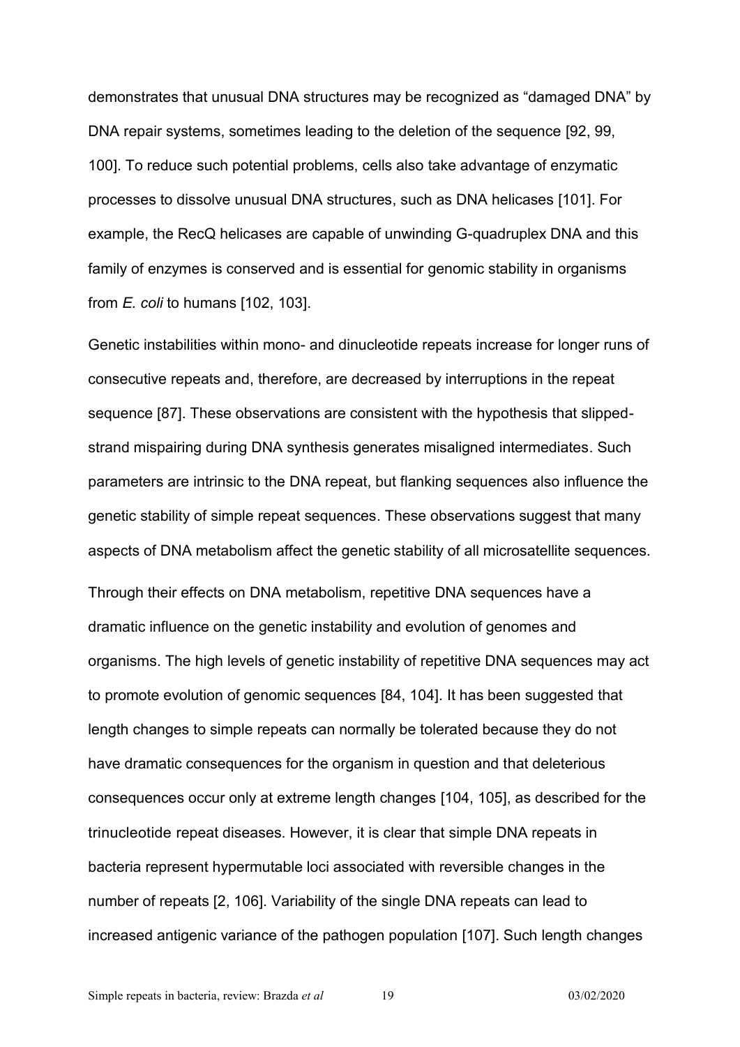demonstrates that unusual DNA structures may be recognized as “damaged DNA” by DNA repair systems, sometimes leading to the deletion of the sequence [92, 99, 100]. To reduce such potential problems, cells also take advantage of enzymatic processes to dissolve unusual DNA structures, such as DNA helicases [101]. For example, the RecQ helicases are capable of unwinding G-quadruplex DNA and this family of enzymes is conserved and is essential for genomic stability in organisms from *E. coli* to humans [102, 103].

Genetic instabilities within mono- and dinucleotide repeats increase for longer runs of consecutive repeats and, therefore, are decreased by interruptions in the repeat sequence [87]. These observations are consistent with the hypothesis that slipped-strand mispairing during DNA synthesis generates misaligned intermediates. Such parameters are intrinsic to the DNA repeat, but flanking sequences also influence the genetic stability of simple repeat sequences. These observations suggest that many aspects of DNA metabolism affect the genetic stability of all microsatellite sequences.

Through their effects on DNA metabolism, repetitive DNA sequences have a dramatic influence on the genetic instability and evolution of genomes and organisms. The high levels of genetic instability of repetitive DNA sequences may act to promote evolution of genomic sequences [84, 104]. It has been suggested that length changes to simple repeats can normally be tolerated because they do not have dramatic consequences for the organism in question and that deleterious consequences occur only at extreme length changes [104, 105], as described for the trinucleotide repeat diseases. However, it is clear that simple DNA repeats in bacteria represent hypermutable loci associated with reversible changes in the number of repeats [2, 106]. Variability of the single DNA repeats can lead to increased antigenic variance of the pathogen population [107]. Such length changes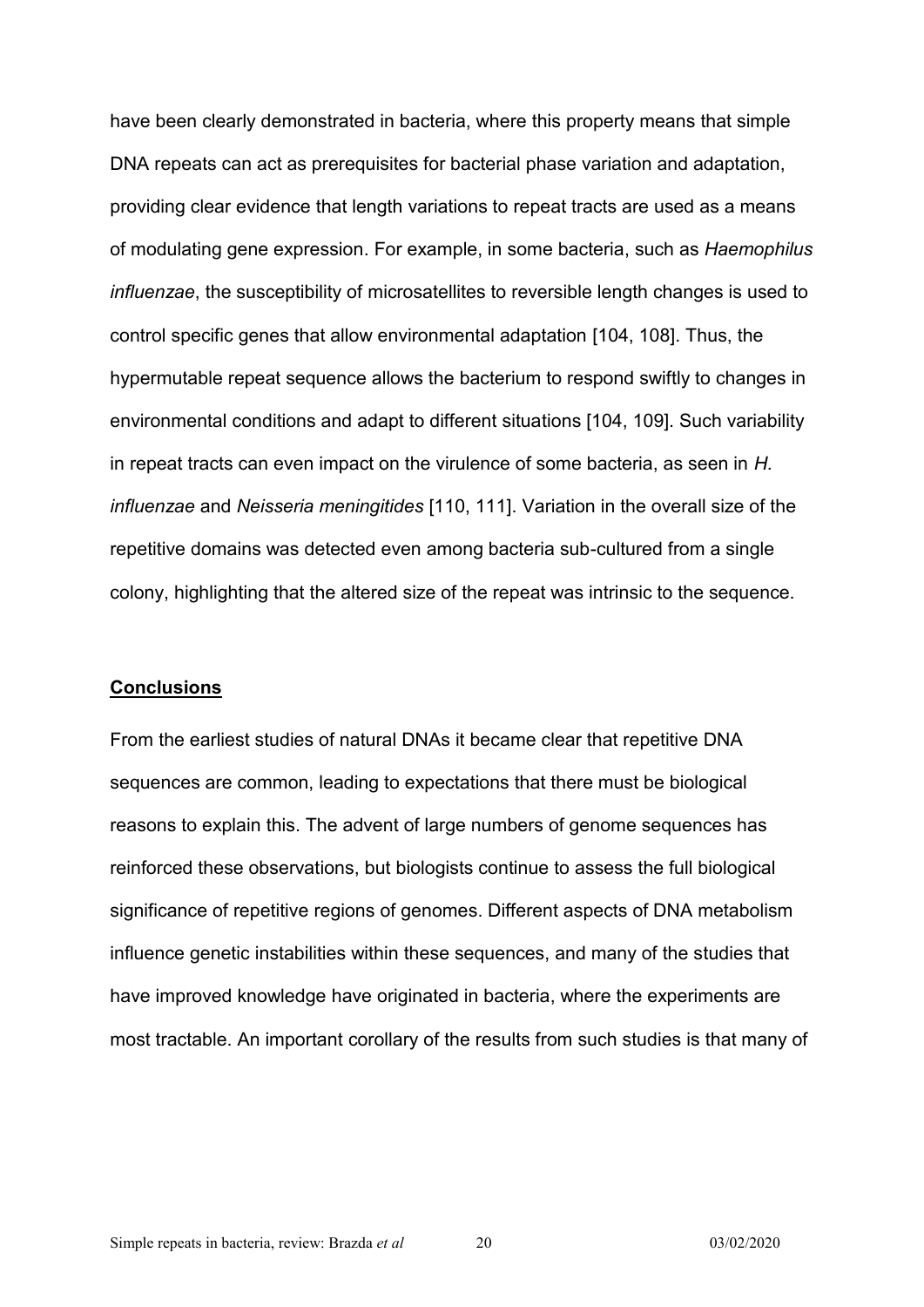have been clearly demonstrated in bacteria, where this property means that simple DNA repeats can act as prerequisites for bacterial phase variation and adaptation, providing clear evidence that length variations to repeat tracts are used as a means of modulating gene expression. For example, in some bacteria, such as *Haemophilus influenzae*, the susceptibility of microsatellites to reversible length changes is used to control specific genes that allow environmental adaptation [104, 108]. Thus, the hypermutable repeat sequence allows the bacterium to respond swiftly to changes in environmental conditions and adapt to different situations [104, 109]. Such variability in repeat tracts can even impact on the virulence of some bacteria, as seen in *H. influenzae* and *Neisseria meningitides* [110, 111]. Variation in the overall size of the repetitive domains was detected even among bacteria sub-cultured from a single colony, highlighting that the altered size of the repeat was intrinsic to the sequence.

## Conclusions

From the earliest studies of natural DNAs it became clear that repetitive DNA sequences are common, leading to expectations that there must be biological reasons to explain this. The advent of large numbers of genome sequences has reinforced these observations, but biologists continue to assess the full biological significance of repetitive regions of genomes. Different aspects of DNA metabolism influence genetic instabilities within these sequences, and many of the studies that have improved knowledge have originated in bacteria, where the experiments are most tractable. An important corollary of the results from such studies is that many of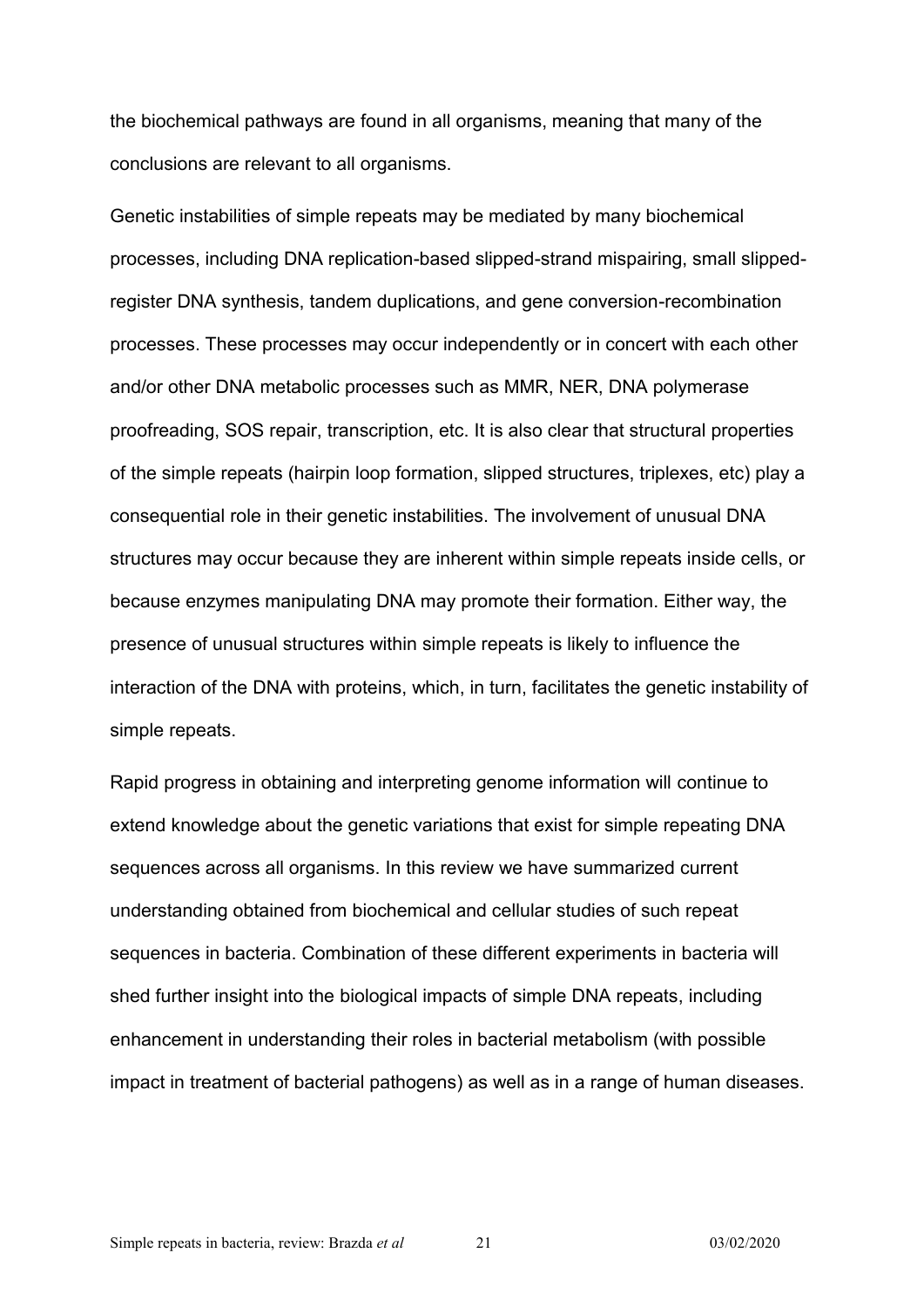the biochemical pathways are found in all organisms, meaning that many of the conclusions are relevant to all organisms.

Genetic instabilities of simple repeats may be mediated by many biochemical processes, including DNA replication-based slipped-strand mispairing, small slipped-register DNA synthesis, tandem duplications, and gene conversion-recombination processes. These processes may occur independently or in concert with each other and/or other DNA metabolic processes such as MMR, NER, DNA polymerase proofreading, SOS repair, transcription, etc. It is also clear that structural properties of the simple repeats (hairpin loop formation, slipped structures, triplexes, etc) play a consequential role in their genetic instabilities. The involvement of unusual DNA structures may occur because they are inherent within simple repeats inside cells, or because enzymes manipulating DNA may promote their formation. Either way, the presence of unusual structures within simple repeats is likely to influence the interaction of the DNA with proteins, which, in turn, facilitates the genetic instability of simple repeats.

Rapid progress in obtaining and interpreting genome information will continue to extend knowledge about the genetic variations that exist for simple repeating DNA sequences across all organisms. In this review we have summarized current understanding obtained from biochemical and cellular studies of such repeat sequences in bacteria. Combination of these different experiments in bacteria will shed further insight into the biological impacts of simple DNA repeats, including enhancement in understanding their roles in bacterial metabolism (with possible impact in treatment of bacterial pathogens) as well as in a range of human diseases.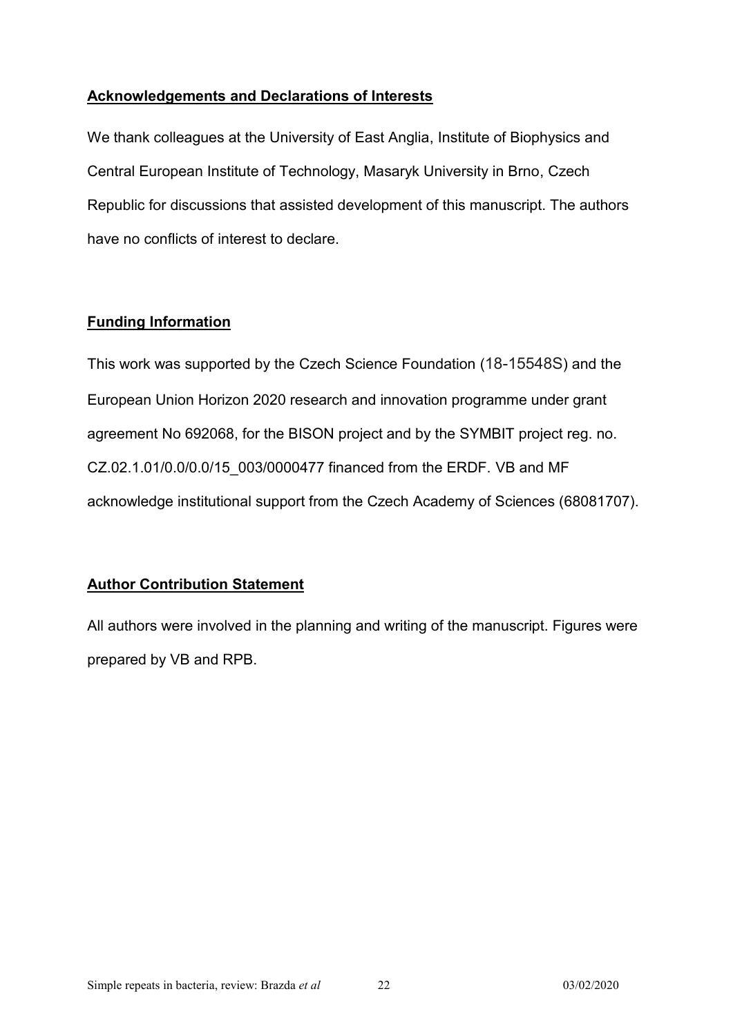## Acknowledgements and Declarations of Interests

We thank colleagues at the University of East Anglia, Institute of Biophysics and Central European Institute of Technology, Masaryk University in Brno, Czech Republic for discussions that assisted development of this manuscript. The authors have no conflicts of interest to declare.

## Funding Information

This work was supported by the Czech Science Foundation (18-15548S) and the European Union Horizon 2020 research and innovation programme under grant agreement No 692068, for the BISON project and by the SYMBIT project reg. no. CZ.02.1.01/0.0/0.0/15_003/0000477 financed from the ERDF. VB and MF acknowledge institutional support from the Czech Academy of Sciences (68081707).

## Author Contribution Statement

All authors were involved in the planning and writing of the manuscript. Figures were prepared by VB and RPB.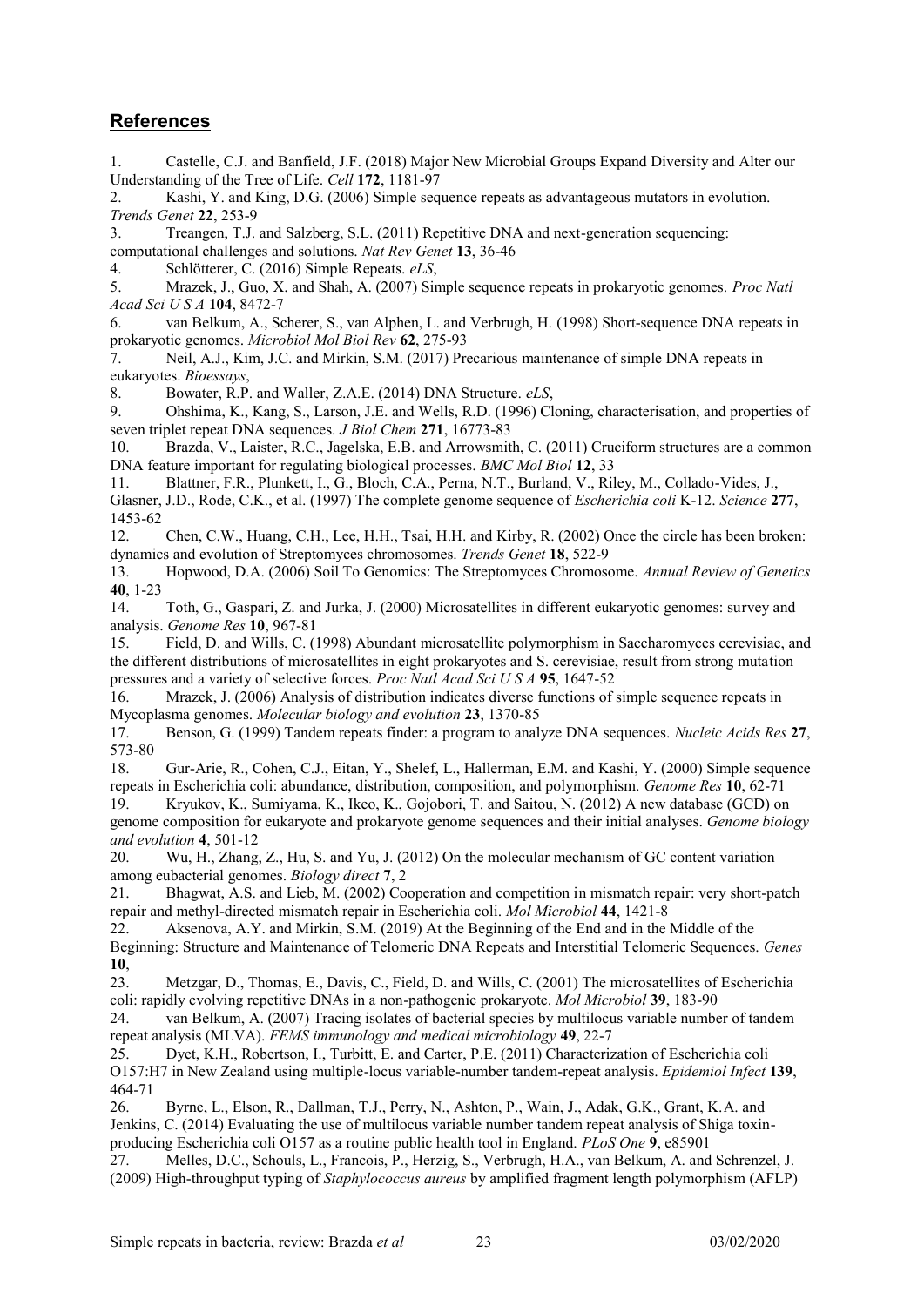## References

1. Castelle, C.J. and Banfield, J.F. (2018) Major New Microbial Groups Expand Diversity and Alter our Understanding of the Tree of Life. *Cell* **172**, 1181-97
2. Kashi, Y. and King, D.G. (2006) Simple sequence repeats as advantageous mutators in evolution. *Trends Genet* **22**, 253-9
3. Treangen, T.J. and Salzberg, S.L. (2011) Repetitive DNA and next-generation sequencing: computational challenges and solutions. *Nat Rev Genet* **13**, 36-46
4. Schlötterer, C. (2016) Simple Repeats. *eLS*,
5. Mrazek, J., Guo, X. and Shah, A. (2007) Simple sequence repeats in prokaryotic genomes. *Proc Natl Acad Sci U S A* **104**, 8472-7
6. van Belkum, A., Scherer, S., van Alphen, L. and Verbrugh, H. (1998) Short-sequence DNA repeats in prokaryotic genomes. *Microbiol Mol Biol Rev* **62**, 275-93
7. Neil, A.J., Kim, J.C. and Mirkin, S.M. (2017) Precarious maintenance of simple DNA repeats in eukaryotes. *Bioessays*,
8. Bowater, R.P. and Waller, Z.A.E. (2014) DNA Structure. *eLS*,
9. Ohshima, K., Kang, S., Larson, J.E. and Wells, R.D. (1996) Cloning, characterisation, and properties of seven triplet repeat DNA sequences. *J Biol Chem* **271**, 16773-83
10. Brazda, V., Laister, R.C., Jagelska, E.B. and Arrowsmith, C. (2011) Cruciform structures are a common DNA feature important for regulating biological processes. *BMC Mol Biol* **12**, 33
11. Blattner, F.R., Plunkett, I., G., Bloch, C.A., Perna, N.T., Burland, V., Riley, M., Collado-Vides, J., Glasner, J.D., Rode, C.K., et al. (1997) The complete genome sequence of *Escherichia coli* K-12. *Science* **277**, 1453-62
12. Chen, C.W., Huang, C.H., Lee, H.H., Tsai, H.H. and Kirby, R. (2002) Once the circle has been broken: dynamics and evolution of Streptomyces chromosomes. *Trends Genet* **18**, 522-9
13. Hopwood, D.A. (2006) Soil To Genomics: The Streptomyces Chromosome. *Annual Review of Genetics* **40**, 1-23
14. Toth, G., Gaspari, Z. and Jurka, J. (2000) Microsatellites in different eukaryotic genomes: survey and analysis. *Genome Res* **10**, 967-81
15. Field, D. and Wills, C. (1998) Abundant microsatellite polymorphism in Saccharomyces cerevisiae, and the different distributions of microsatellites in eight prokaryotes and S. cerevisiae, result from strong mutation pressures and a variety of selective forces. *Proc Natl Acad Sci U S A* **95**, 1647-52
16. Mrazek, J. (2006) Analysis of distribution indicates diverse functions of simple sequence repeats in Mycoplasma genomes. *Molecular biology and evolution* **23**, 1370-85
17. Benson, G. (1999) Tandem repeats finder: a program to analyze DNA sequences. *Nucleic Acids Res* **27**, 573-80
18. Gur-Arie, R., Cohen, C.J., Eitan, Y., Shelef, L., Hallerman, E.M. and Kashi, Y. (2000) Simple sequence repeats in Escherichia coli: abundance, distribution, composition, and polymorphism. *Genome Res* **10**, 62-71
19. Kryukov, K., Sumiyama, K., Ikeo, K., Gojobori, T. and Saitou, N. (2012) A new database (GCD) on genome composition for eukaryote and prokaryote genome sequences and their initial analyses. *Genome biology and evolution* **4**, 501-12
20. Wu, H., Zhang, Z., Hu, S. and Yu, J. (2012) On the molecular mechanism of GC content variation among eubacterial genomes. *Biology direct* **7**, 2
21. Bhagwat, A.S. and Lieb, M. (2002) Cooperation and competition in mismatch repair: very short-patch repair and methyl-directed mismatch repair in Escherichia coli. *Mol Microbiol* **44**, 1421-8
22. Aksenova, A.Y. and Mirkin, S.M. (2019) At the Beginning of the End and in the Middle of the Beginning: Structure and Maintenance of Telomeric DNA Repeats and Interstitial Telomeric Sequences. *Genes* **10**,
23. Metzgar, D., Thomas, E., Davis, C., Field, D. and Wills, C. (2001) The microsatellites of Escherichia coli: rapidly evolving repetitive DNAs in a non-pathogenic prokaryote. *Mol Microbiol* **39**, 183-90
24. van Belkum, A. (2007) Tracing isolates of bacterial species by multilocus variable number of tandem repeat analysis (MLVA). *FEMS immunology and medical microbiology* **49**, 22-7
25. Dyet, K.H., Robertson, I., Turbitt, E. and Carter, P.E. (2011) Characterization of Escherichia coli O157:H7 in New Zealand using multiple-locus variable-number tandem-repeat analysis. *Epidemiol Infect* **139**, 464-71
26. Byrne, L., Elson, R., Dallman, T.J., Perry, N., Ashton, P., Wain, J., Adak, G.K., Grant, K.A. and Jenkins, C. (2014) Evaluating the use of multilocus variable number tandem repeat analysis of Shiga toxin-producing Escherichia coli O157 as a routine public health tool in England. *PLoS One* **9**, e85901
27. Melles, D.C., Schouls, L., Francois, P., Herzig, S., Verbrugh, H.A., van Belkum, A. and Schrenzel, J. (2009) High-throughput typing of *Staphylococcus aureus* by amplified fragment length polymorphism (AFLP)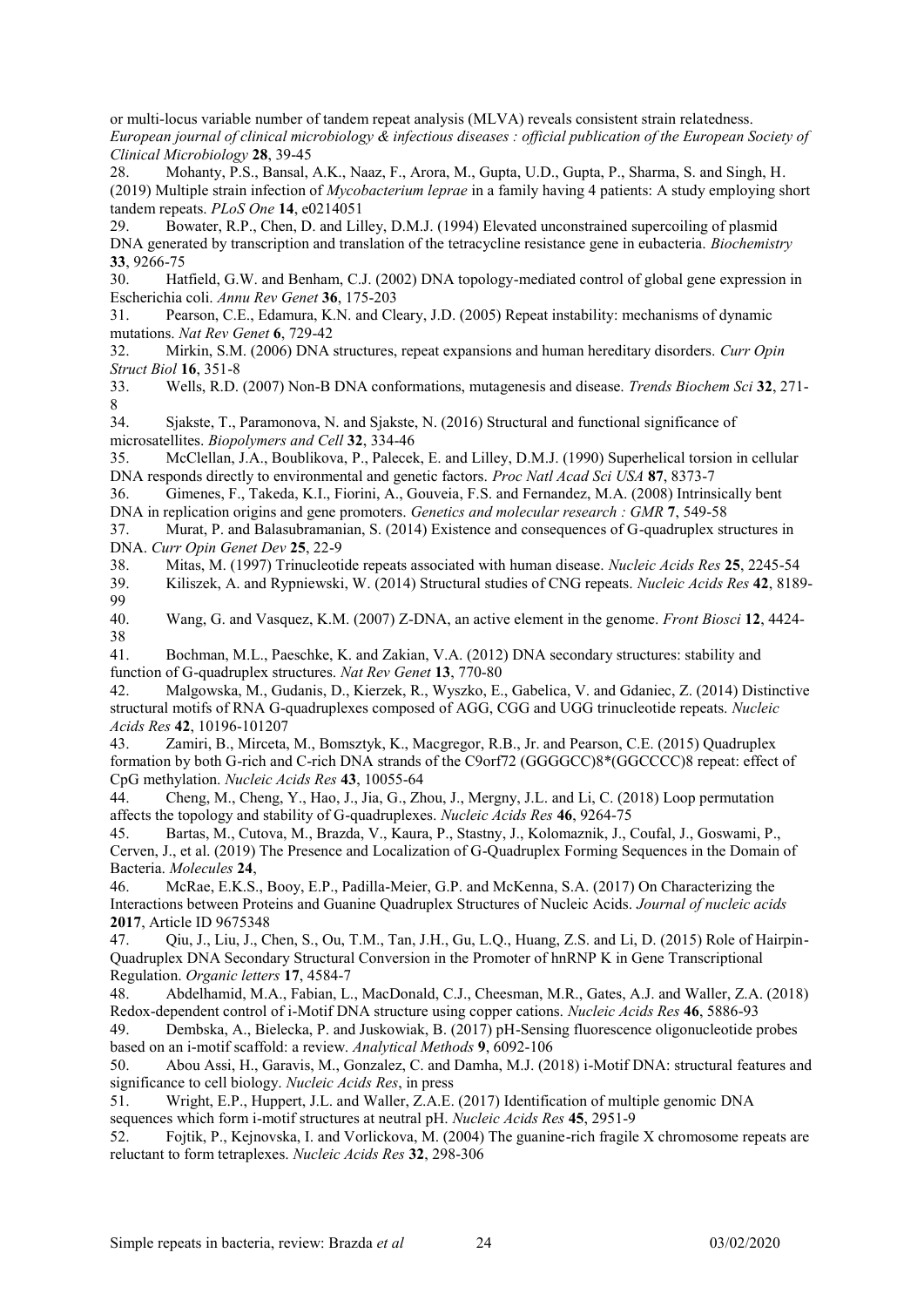or multi-locus variable number of tandem repeat analysis (MLVA) reveals consistent strain relatedness. *European journal of clinical microbiology & infectious diseases : official publication of the European Society of Clinical Microbiology* **28**, 39-45

28. Mohanty, P.S., Bansal, A.K., Naaz, F., Arora, M., Gupta, U.D., Gupta, P., Sharma, S. and Singh, H. (2019) Multiple strain infection of *Mycobacterium leprae* in a family having 4 patients: A study employing short tandem repeats. *PLoS One* **14**, e0214051
29. Bowater, R.P., Chen, D. and Lilley, D.M.J. (1994) Elevated unconstrained supercoiling of plasmid DNA generated by transcription and translation of the tetracycline resistance gene in eubacteria. *Biochemistry* **33**, 9266-75
30. Hatfield, G.W. and Benham, C.J. (2002) DNA topology-mediated control of global gene expression in Escherichia coli. *Annu Rev Genet* **36**, 175-203
31. Pearson, C.E., Edamura, K.N. and Cleary, J.D. (2005) Repeat instability: mechanisms of dynamic mutations. *Nat Rev Genet* **6**, 729-42
32. Mirkin, S.M. (2006) DNA structures, repeat expansions and human hereditary disorders. *Curr Opin Struct Biol* **16**, 351-8
33. Wells, R.D. (2007) Non-B DNA conformations, mutagenesis and disease. *Trends Biochem Sci* **32**, 271-8
34. Sjakste, T., Paramonova, N. and Sjakste, N. (2016) Structural and functional significance of microsatellites. *Biopolymers and Cell* **32**, 334-46
35. McClellan, J.A., Boublikova, P., Palecek, E. and Lilley, D.M.J. (1990) Superhelical torsion in cellular DNA responds directly to environmental and genetic factors. *Proc Natl Acad Sci USA* **87**, 8373-7
36. Gimenes, F., Takeda, K.I., Fiorini, A., Gouveia, F.S. and Fernandez, M.A. (2008) Intrinsically bent DNA in replication origins and gene promoters. *Genetics and molecular research : GMR* **7**, 549-58
37. Murat, P. and Balasubramanian, S. (2014) Existence and consequences of G-quadruplex structures in DNA. *Curr Opin Genet Dev* **25**, 22-9
38. Mitas, M. (1997) Trinucleotide repeats associated with human disease. *Nucleic Acids Res* **25**, 2245-54
39. Kiliszek, A. and Rypniewski, W. (2014) Structural studies of CNG repeats. *Nucleic Acids Res* **42**, 8189-99
40. Wang, G. and Vasquez, K.M. (2007) Z-DNA, an active element in the genome. *Front Biosci* **12**, 4424-38
41. Bochman, M.L., Paeschke, K. and Zakian, V.A. (2012) DNA secondary structures: stability and function of G-quadruplex structures. *Nat Rev Genet* **13**, 770-80
42. Malgowska, M., Gudanis, D., Kierzek, R., Wyszko, E., Gabelica, V. and Gdaniec, Z. (2014) Distinctive structural motifs of RNA G-quadruplexes composed of AGG, CGG and UGG trinucleotide repeats. *Nucleic Acids Res* **42**, 10196-101207
43. Zamiri, B., Mirceta, M., Bomsztyk, K., Macgregor, R.B., Jr. and Pearson, C.E. (2015) Quadruplex formation by both G-rich and C-rich DNA strands of the C9orf72 (GGGGCC)8*(GGCCCC)8 repeat: effect of CpG methylation. *Nucleic Acids Res* **43**, 10055-64
44. Cheng, M., Cheng, Y., Hao, J., Jia, G., Zhou, J., Mergny, J.L. and Li, C. (2018) Loop permutation affects the topology and stability of G-quadruplexes. *Nucleic Acids Res* **46**, 9264-75
45. Bartas, M., Cutova, M., Brazda, V., Kaura, P., Stastny, J., Kolomaznik, J., Coufal, J., Goswami, P., Cerven, J., et al. (2019) The Presence and Localization of G-Quadruplex Forming Sequences in the Domain of Bacteria. *Molecules* **24**,
46. McRae, E.K.S., Booy, E.P., Padilla-Meier, G.P. and McKenna, S.A. (2017) On Characterizing the Interactions between Proteins and Guanine Quadruplex Structures of Nucleic Acids. *Journal of nucleic acids* **2017**, Article ID 9675348
47. Qiu, J., Liu, J., Chen, S., Ou, T.M., Tan, J.H., Gu, L.Q., Huang, Z.S. and Li, D. (2015) Role of Hairpin-Quadruplex DNA Secondary Structural Conversion in the Promoter of hnRNP K in Gene Transcriptional Regulation. *Organic letters* **17**, 4584-7
48. Abdelhamid, M.A., Fabian, L., MacDonald, C.J., Cheesman, M.R., Gates, A.J. and Waller, Z.A. (2018) Redox-dependent control of i-Motif DNA structure using copper cations. *Nucleic Acids Res* **46**, 5886-93
49. Dembska, A., Bielecka, P. and Juskowiak, B. (2017) pH-Sensing fluorescence oligonucleotide probes based on an i-motif scaffold: a review. *Analytical Methods* **9**, 6092-106
50. Abou Assi, H., Garavis, M., Gonzalez, C. and Damha, M.J. (2018) i-Motif DNA: structural features and significance to cell biology. *Nucleic Acids Res*, in press
51. Wright, E.P., Huppert, J.L. and Waller, Z.A.E. (2017) Identification of multiple genomic DNA sequences which form i-motif structures at neutral pH. *Nucleic Acids Res* **45**, 2951-9
52. Fojtik, P., Kejnovska, I. and Vorlickova, M. (2004) The guanine-rich fragile X chromosome repeats are reluctant to form tetraplexes. *Nucleic Acids Res* **32**, 298-306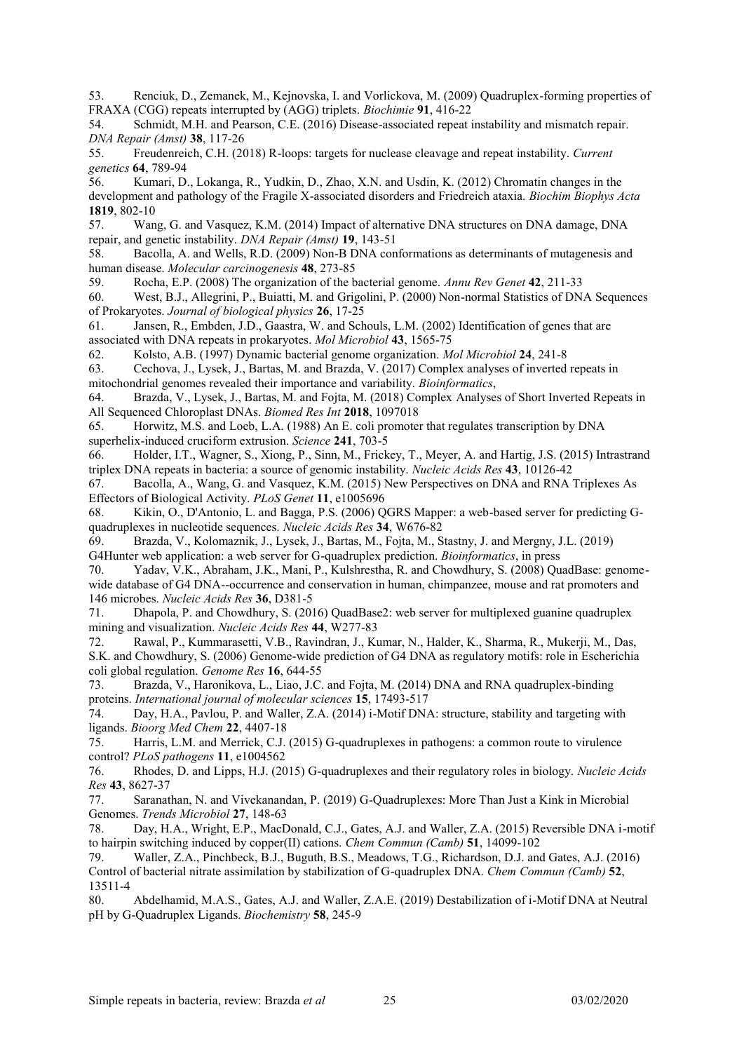53. Renciuk, D., Zemanek, M., Kejnovska, I. and Vorlickova, M. (2009) Quadruplex-forming properties of FRAXA (CGG) repeats interrupted by (AGG) triplets. *Biochimie* **91**, 416-22

54. Schmidt, M.H. and Pearson, C.E. (2016) Disease-associated repeat instability and mismatch repair. *DNA Repair (Amst)* **38**, 117-26

55. Freudenreich, C.H. (2018) R-loops: targets for nuclease cleavage and repeat instability. *Current genetics* **64**, 789-94

56. Kumari, D., Lokanga, R., Yudkin, D., Zhao, X.N. and Usdin, K. (2012) Chromatin changes in the development and pathology of the Fragile X-associated disorders and Friedreich ataxia. *Biochim Biophys Acta* **1819**, 802-10

57. Wang, G. and Vasquez, K.M. (2014) Impact of alternative DNA structures on DNA damage, DNA repair, and genetic instability. *DNA Repair (Amst)* **19**, 143-51

58. Bacolla, A. and Wells, R.D. (2009) Non-B DNA conformations as determinants of mutagenesis and human disease. *Molecular carcinogenesis* **48**, 273-85

59. Rocha, E.P. (2008) The organization of the bacterial genome. *Annu Rev Genet* **42**, 211-33

60. West, B.J., Allegrini, P., Buiatti, M. and Grigolini, P. (2000) Non-normal Statistics of DNA Sequences of Prokaryotes. *Journal of biological physics* **26**, 17-25

61. Jansen, R., Embden, J.D., Gaastra, W. and Schouls, L.M. (2002) Identification of genes that are associated with DNA repeats in prokaryotes. *Mol Microbiol* **43**, 1565-75

62. Kolsto, A.B. (1997) Dynamic bacterial genome organization. *Mol Microbiol* **24**, 241-8

63. Cechova, J., Lysek, J., Bartas, M. and Brazda, V. (2017) Complex analyses of inverted repeats in mitochondrial genomes revealed their importance and variability. *Bioinformatics*,

64. Brazda, V., Lysek, J., Bartas, M. and Fojta, M. (2018) Complex Analyses of Short Inverted Repeats in All Sequenced Chloroplast DNAs. *Biomed Res Int* **2018**, 1097018

65. Horwitz, M.S. and Loeb, L.A. (1988) An E. coli promoter that regulates transcription by DNA superhelix-induced cruciform extrusion. *Science* **241**, 703-5

66. Holder, I.T., Wagner, S., Xiong, P., Sinn, M., Frickey, T., Meyer, A. and Hartig, J.S. (2015) Intrastrand triplex DNA repeats in bacteria: a source of genomic instability. *Nucleic Acids Res* **43**, 10126-42

67. Bacolla, A., Wang, G. and Vasquez, K.M. (2015) New Perspectives on DNA and RNA Triplexes As Effectors of Biological Activity. *PLoS Genet* **11**, e1005696

68. Kikin, O., D'Antonio, L. and Bagga, P.S. (2006) QGRS Mapper: a web-based server for predicting G-quadruplexes in nucleotide sequences. *Nucleic Acids Res* **34**, W676-82

69. Brazda, V., Kolomaznik, J., Lysek, J., Bartas, M., Fojta, M., Stastny, J. and Mergny, J.L. (2019) G4Hunter web application: a web server for G-quadruplex prediction. *Bioinformatics*, in press

70. Yadav, V.K., Abraham, J.K., Mani, P., Kulshrestha, R. and Chowdhury, S. (2008) QuadBase: genome-wide database of G4 DNA--occurrence and conservation in human, chimpanzee, mouse and rat promoters and 146 microbes. *Nucleic Acids Res* **36**, D381-5

71. Dhapola, P. and Chowdhury, S. (2016) QuadBase2: web server for multiplexed guanine quadruplex mining and visualization. *Nucleic Acids Res* **44**, W277-83

72. Rawal, P., Kummarasetti, V.B., Ravindran, J., Kumar, N., Halder, K., Sharma, R., Mukerji, M., Das, S.K. and Chowdhury, S. (2006) Genome-wide prediction of G4 DNA as regulatory motifs: role in Escherichia coli global regulation. *Genome Res* **16**, 644-55

73. Brazda, V., Haronikova, L., Liao, J.C. and Fojta, M. (2014) DNA and RNA quadruplex-binding proteins. *International journal of molecular sciences* **15**, 17493-517

74. Day, H.A., Pavlou, P. and Waller, Z.A. (2014) i-Motif DNA: structure, stability and targeting with ligands. *Bioorg Med Chem* **22**, 4407-18

75. Harris, L.M. and Merrick, C.J. (2015) G-quadruplexes in pathogens: a common route to virulence control? *PLoS pathogens* **11**, e1004562

76. Rhodes, D. and Lipps, H.J. (2015) G-quadruplexes and their regulatory roles in biology. *Nucleic Acids Res* **43**, 8627-37

77. Saranathan, N. and Vivekanandan, P. (2019) G-Quadruplexes: More Than Just a Kink in Microbial Genomes. *Trends Microbiol* **27**, 148-63

78. Day, H.A., Wright, E.P., MacDonald, C.J., Gates, A.J. and Waller, Z.A. (2015) Reversible DNA i-motif to hairpin switching induced by copper(II) cations. *Chem Commun (Camb)* **51**, 14099-102

79. Waller, Z.A., Pinchbeck, B.J., Buguth, B.S., Meadows, T.G., Richardson, D.J. and Gates, A.J. (2016) Control of bacterial nitrate assimilation by stabilization of G-quadruplex DNA. *Chem Commun (Camb)* **52**, 13511-4

80. Abdelhamid, M.A.S., Gates, A.J. and Waller, Z.A.E. (2019) Destabilization of i-Motif DNA at Neutral pH by G-Quadruplex Ligands. *Biochemistry* **58**, 245-9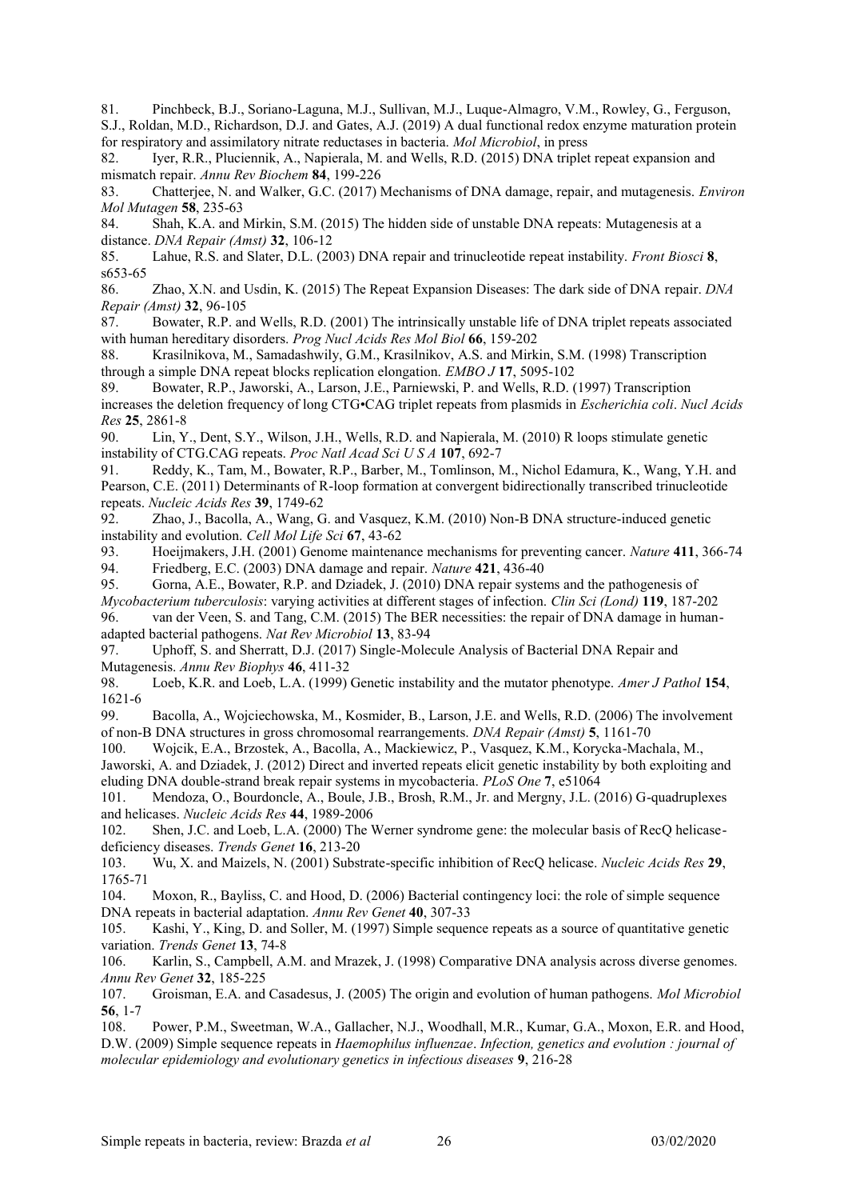81. Pinchbeck, B.J., Soriano-Laguna, M.J., Sullivan, M.J., Luque-Almagro, V.M., Rowley, G., Ferguson, S.J., Roldan, M.D., Richardson, D.J. and Gates, A.J. (2019) A dual functional redox enzyme maturation protein for respiratory and assimilatory nitrate reductases in bacteria. *Mol Microbiol*, in press

82. Iyer, R.R., Pluciennik, A., Napierala, M. and Wells, R.D. (2015) DNA triplet repeat expansion and mismatch repair. *Annu Rev Biochem* **84**, 199-226

83. Chatterjee, N. and Walker, G.C. (2017) Mechanisms of DNA damage, repair, and mutagenesis. *Environ Mol Mutagen* **58**, 235-63

84. Shah, K.A. and Mirkin, S.M. (2015) The hidden side of unstable DNA repeats: Mutagenesis at a distance. *DNA Repair (Amst)* **32**, 106-12

85. Lahue, R.S. and Slater, D.L. (2003) DNA repair and trinucleotide repeat instability. *Front Biosci* **8**, s653-65

86. Zhao, X.N. and Usdin, K. (2015) The Repeat Expansion Diseases: The dark side of DNA repair. *DNA Repair (Amst)* **32**, 96-105

87. Bowater, R.P. and Wells, R.D. (2001) The intrinsically unstable life of DNA triplet repeats associated with human hereditary disorders. *Prog Nucl Acids Res Mol Biol* **66**, 159-202

88. Krasilnikova, M., Samadashwily, G.M., Krasilnikov, A.S. and Mirkin, S.M. (1998) Transcription through a simple DNA repeat blocks replication elongation. *EMBO J* **17**, 5095-102

89. Bowater, R.P., Jaworski, A., Larson, J.E., Parniewski, P. and Wells, R.D. (1997) Transcription increases the deletion frequency of long CTG•CAG triplet repeats from plasmids in *Escherichia coli*. *Nucl Acids Res* **25**, 2861-8

90. Lin, Y., Dent, S.Y., Wilson, J.H., Wells, R.D. and Napierala, M. (2010) R loops stimulate genetic instability of CTG.CAG repeats. *Proc Natl Acad Sci U S A* **107**, 692-7

91. Reddy, K., Tam, M., Bowater, R.P., Barber, M., Tomlinson, M., Nichol Edamura, K., Wang, Y.H. and Pearson, C.E. (2011) Determinants of R-loop formation at convergent bidirectionally transcribed trinucleotide repeats. *Nucleic Acids Res* **39**, 1749-62

92. Zhao, J., Bacolla, A., Wang, G. and Vasquez, K.M. (2010) Non-B DNA structure-induced genetic instability and evolution. *Cell Mol Life Sci* **67**, 43-62

93. Hoeijmakers, J.H. (2001) Genome maintenance mechanisms for preventing cancer. *Nature* **411**, 366-74

94. Friedberg, E.C. (2003) DNA damage and repair. *Nature* **421**, 436-40

95. Gorna, A.E., Bowater, R.P. and Dziadek, J. (2010) DNA repair systems and the pathogenesis of *Mycobacterium tuberculosis*: varying activities at different stages of infection. *Clin Sci (Lond)* **119**, 187-202

96. van der Veen, S. and Tang, C.M. (2015) The BER necessities: the repair of DNA damage in human-adapted bacterial pathogens. *Nat Rev Microbiol* **13**, 83-94

97. Uphoff, S. and Sherratt, D.J. (2017) Single-Molecule Analysis of Bacterial DNA Repair and Mutagenesis. *Annu Rev Biophys* **46**, 411-32

98. Loeb, K.R. and Loeb, L.A. (1999) Genetic instability and the mutator phenotype. *Amer J Pathol* **154**, 1621-6

99. Bacolla, A., Wojciechowska, M., Kosmider, B., Larson, J.E. and Wells, R.D. (2006) The involvement of non-B DNA structures in gross chromosomal rearrangements. *DNA Repair (Amst)* **5**, 1161-70

100. Wojcik, E.A., Brzostek, A., Bacolla, A., Mackiewicz, P., Vasquez, K.M., Korycka-Machala, M., Jaworski, A. and Dziadek, J. (2012) Direct and inverted repeats elicit genetic instability by both exploiting and eluding DNA double-strand break repair systems in mycobacteria. *PLoS One* **7**, e51064

101. Mendoza, O., Bourdoncle, A., Boule, J.B., Brosh, R.M., Jr. and Mergny, J.L. (2016) G-quadruplexes and helicases. *Nucleic Acids Res* **44**, 1989-2006

102. Shen, J.C. and Loeb, L.A. (2000) The Werner syndrome gene: the molecular basis of RecQ helicase-deficiency diseases. *Trends Genet* **16**, 213-20

103. Wu, X. and Maizels, N. (2001) Substrate-specific inhibition of RecQ helicase. *Nucleic Acids Res* **29**, 1765-71

104. Moxon, R., Bayliss, C. and Hood, D. (2006) Bacterial contingency loci: the role of simple sequence DNA repeats in bacterial adaptation. *Annu Rev Genet* **40**, 307-33

105. Kashi, Y., King, D. and Soller, M. (1997) Simple sequence repeats as a source of quantitative genetic variation. *Trends Genet* **13**, 74-8

106. Karlin, S., Campbell, A.M. and Mrazek, J. (1998) Comparative DNA analysis across diverse genomes. *Annu Rev Genet* **32**, 185-225

107. Groisman, E.A. and Casadesus, J. (2005) The origin and evolution of human pathogens. *Mol Microbiol* **56**, 1-7

108. Power, P.M., Sweetman, W.A., Gallacher, N.J., Woodhall, M.R., Kumar, G.A., Moxon, E.R. and Hood, D.W. (2009) Simple sequence repeats in *Haemophilus influenzae*. *Infection, genetics and evolution : journal of molecular epidemiology and evolutionary genetics in infectious diseases* **9**, 216-28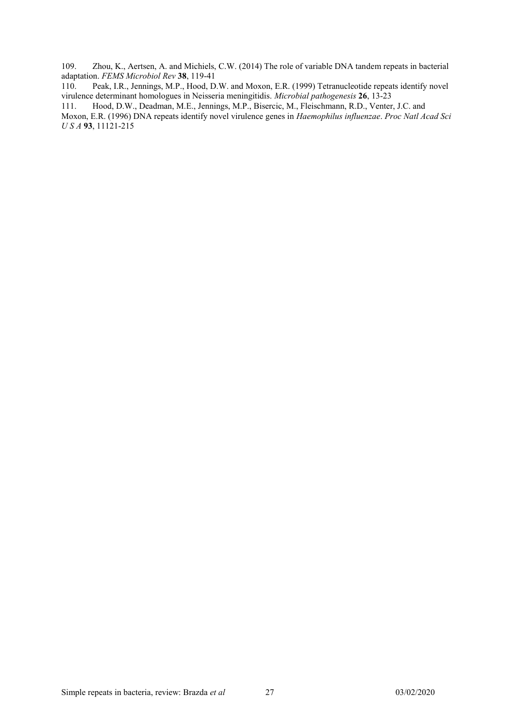109. Zhou, K., Aertsen, A. and Michiels, C.W. (2014) The role of variable DNA tandem repeats in bacterial adaptation. *FEMS Microbiol Rev* **38**, 119-41

110. Peak, I.R., Jennings, M.P., Hood, D.W. and Moxon, E.R. (1999) Tetranucleotide repeats identify novel virulence determinant homologues in Neisseria meningitidis. *Microbial pathogenesis* **26**, 13-23

111. Hood, D.W., Deadman, M.E., Jennings, M.P., Bisercic, M., Fleischmann, R.D., Venter, J.C. and Moxon, E.R. (1996) DNA repeats identify novel virulence genes in *Haemophilus influenzae*. *Proc Natl Acad Sci U S A* **93**, 11121-215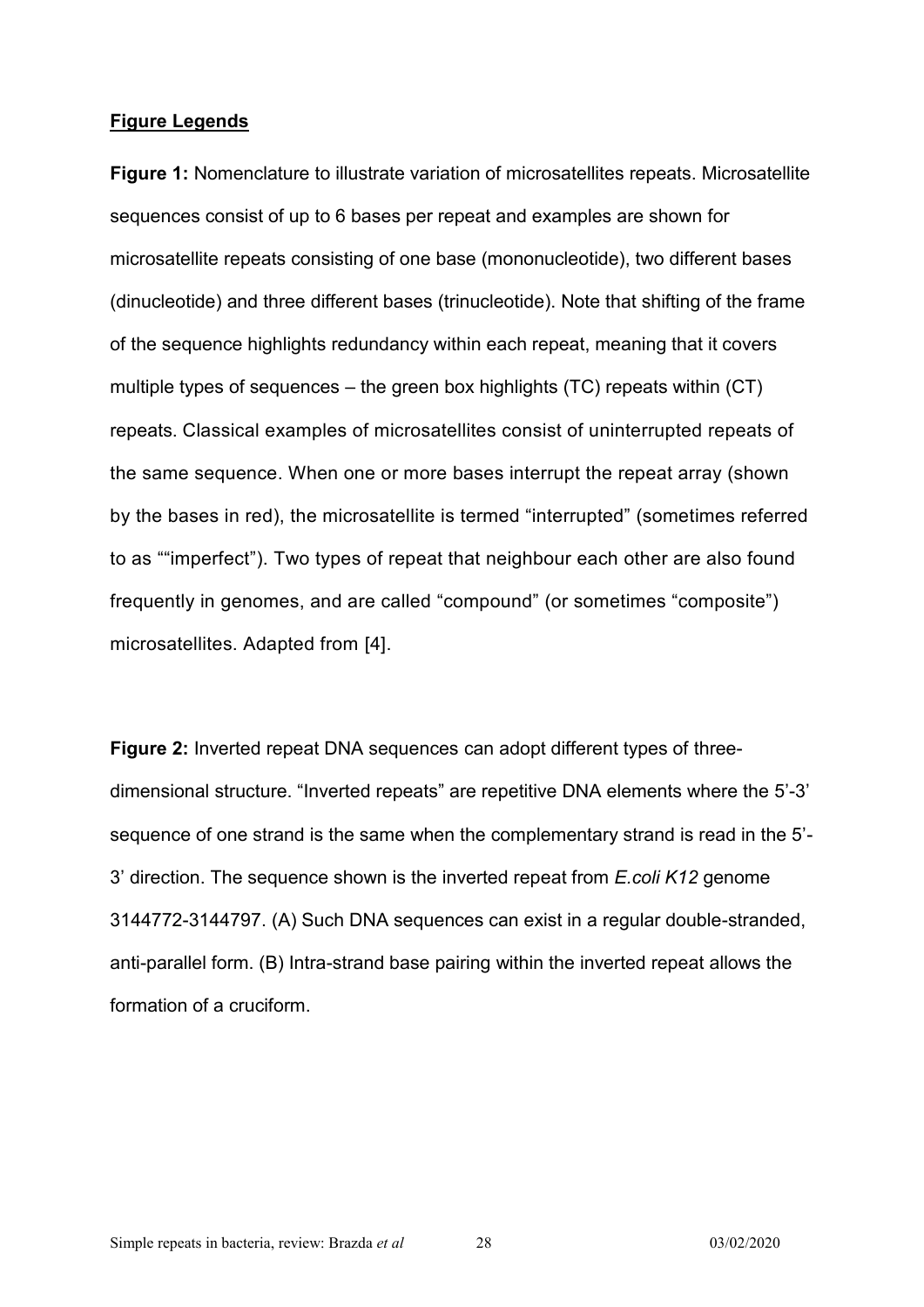## Figure Legends

**Figure 1:** Nomenclature to illustrate variation of microsatellites repeats. Microsatellite sequences consist of up to 6 bases per repeat and examples are shown for microsatellite repeats consisting of one base (mononucleotide), two different bases (dinucleotide) and three different bases (trinucleotide). Note that shifting of the frame of the sequence highlights redundancy within each repeat, meaning that it covers multiple types of sequences – the green box highlights (TC) repeats within (CT) repeats. Classical examples of microsatellites consist of uninterrupted repeats of the same sequence. When one or more bases interrupt the repeat array (shown by the bases in red), the microsatellite is termed "interrupted" (sometimes referred to as ""imperfect"). Two types of repeat that neighbour each other are also found frequently in genomes, and are called "compound" (or sometimes "composite") microsatellites. Adapted from [4].

**Figure 2:** Inverted repeat DNA sequences can adopt different types of three-dimensional structure. "Inverted repeats" are repetitive DNA elements where the 5'-3' sequence of one strand is the same when the complementary strand is read in the 5'-3' direction. The sequence shown is the inverted repeat from *E.coli K12* genome 3144772-3144797. (A) Such DNA sequences can exist in a regular double-stranded, anti-parallel form. (B) Intra-strand base pairing within the inverted repeat allows the formation of a cruciform.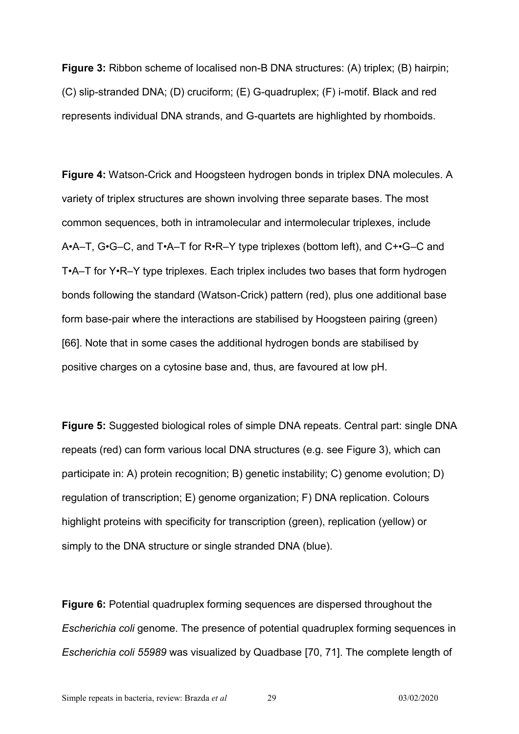**Figure 3:** Ribbon scheme of localised non-B DNA structures: (A) triplex; (B) hairpin; (C) slip-stranded DNA; (D) cruciform; (E) G-quadruplex; (F) i-motif. Black and red represents individual DNA strands, and G-quartets are highlighted by rhomboids.

**Figure 4:** Watson-Crick and Hoogsteen hydrogen bonds in triplex DNA molecules. A variety of triplex structures are shown involving three separate bases. The most common sequences, both in intramolecular and intermolecular triplexes, include A•A–T, G•G–C, and T•A–T for R•R–Y type triplexes (bottom left), and C+•G–C and T•A–T for Y•R–Y type triplexes. Each triplex includes two bases that form hydrogen bonds following the standard (Watson-Crick) pattern (red), plus one additional base form base-pair where the interactions are stabilised by Hoogsteen pairing (green) [66]. Note that in some cases the additional hydrogen bonds are stabilised by positive charges on a cytosine base and, thus, are favoured at low pH.

**Figure 5:** Suggested biological roles of simple DNA repeats. Central part: single DNA repeats (red) can form various local DNA structures (e.g. see Figure 3), which can participate in: A) protein recognition; B) genetic instability; C) genome evolution; D) regulation of transcription; E) genome organization; F) DNA replication. Colours highlight proteins with specificity for transcription (green), replication (yellow) or simply to the DNA structure or single stranded DNA (blue).

**Figure 6:** Potential quadruplex forming sequences are dispersed throughout the *Escherichia coli* genome. The presence of potential quadruplex forming sequences in *Escherichia coli 55989* was visualized by Quadbase [70, 71]. The complete length of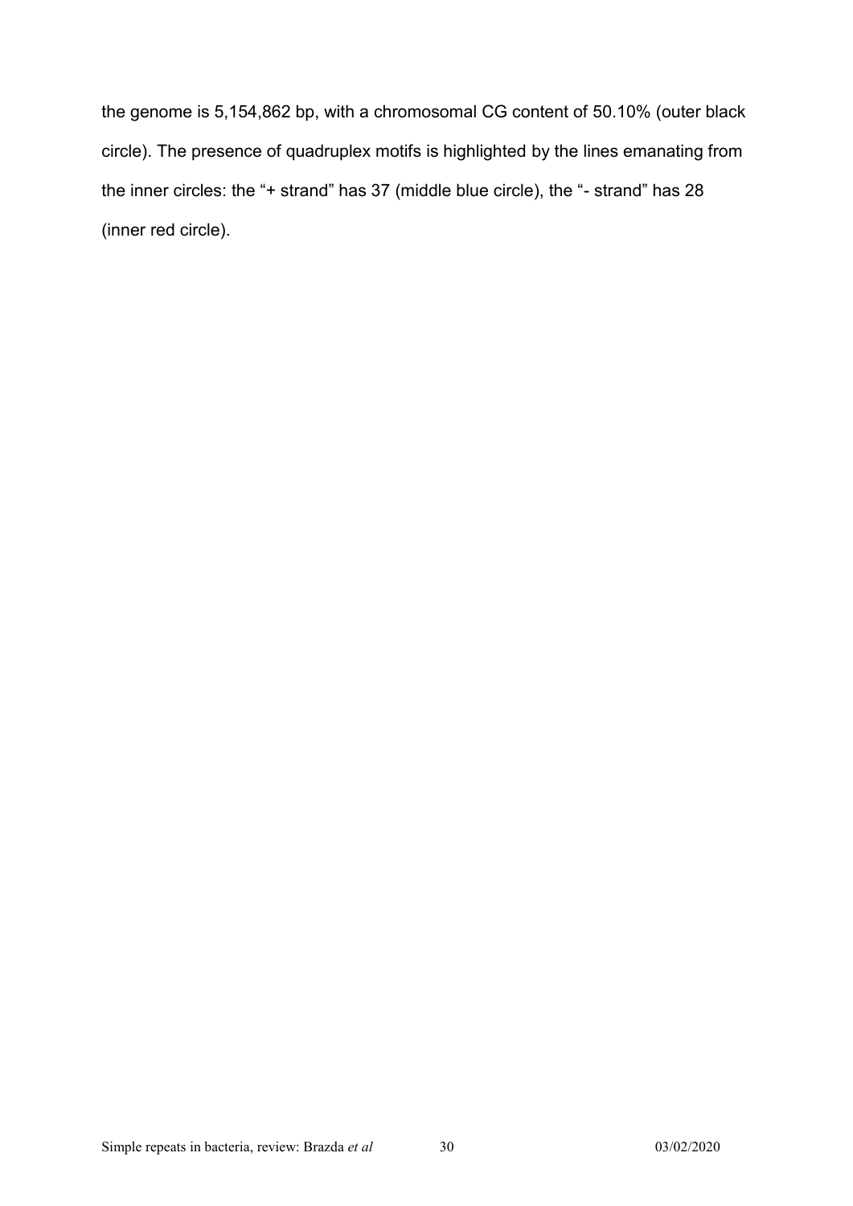the genome is 5,154,862 bp, with a chromosomal CG content of 50.10% (outer black circle). The presence of quadruplex motifs is highlighted by the lines emanating from the inner circles: the "+ strand" has 37 (middle blue circle), the "- strand" has 28 (inner red circle).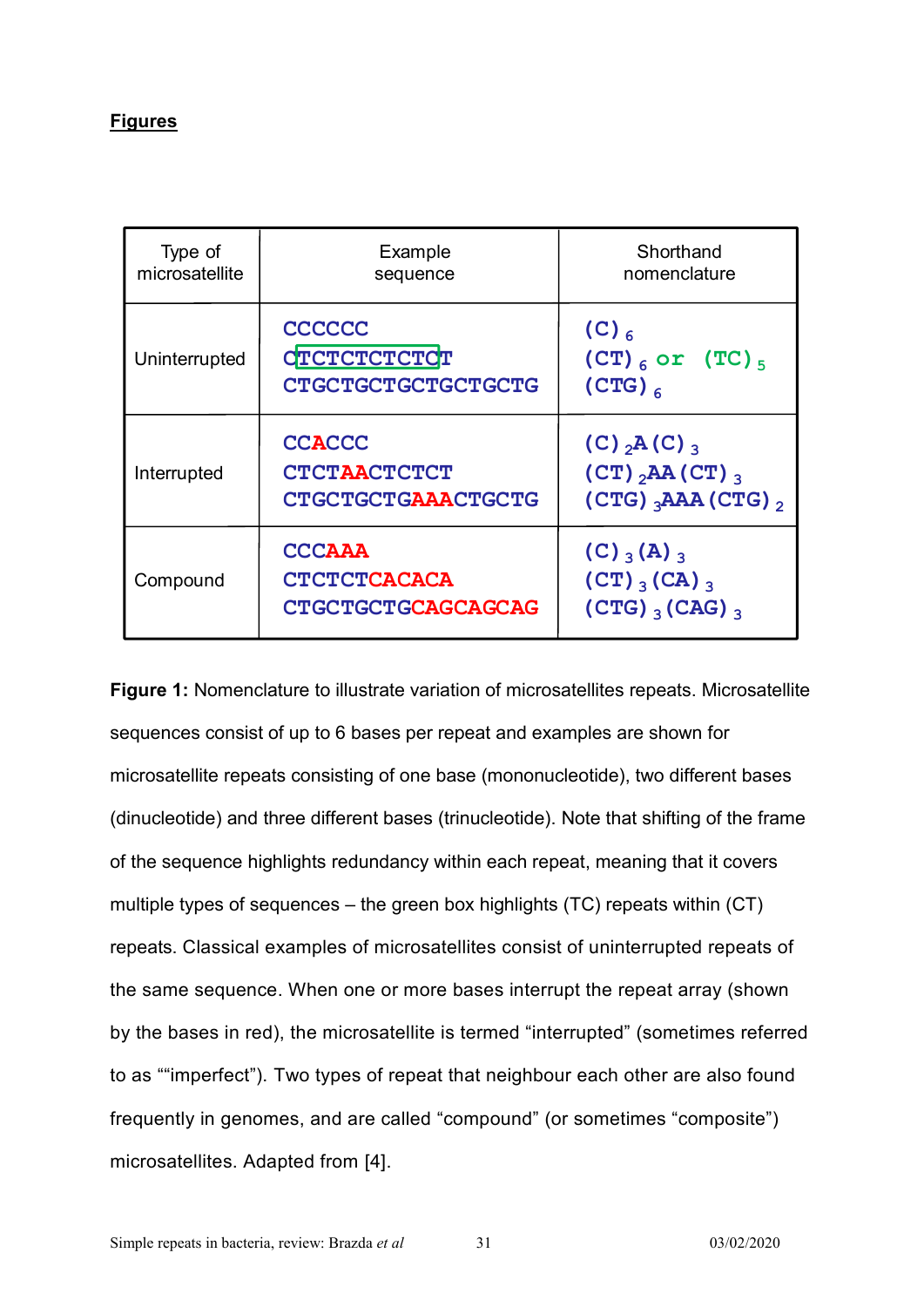## Figures

| Type of microsatellite | Example sequence | Shorthand nomenclature |
| --- | --- | --- |
| Uninterrupted | CCCCCC<br>CTCTCTCTCTCT<br>CTGCTGCTGCTGCTGCTG | $(C)_6$<br>$(CT)_6$ or $(TC)_5$<br>$(CTG)_6$ |
| Interrupted | CCACCC<br>CTCTAACTCTCT<br>CTGCTGCTGAAACTGCTG | $(C)_2A(C)_3$<br>$(CT)_2AA(CT)_3$<br>$(CTG)_3AAA(CTG)_2$ |
| Compound | CCCAAA<br>CTCTCTCACACA<br>CTGCTGCTGCAGCAGCAG | $(C)_3(A)_3$<br>$(CT)_3(CA)_3$<br>$(CTG)_3(CAG)_3$ |

**Figure 1:** Nomenclature to illustrate variation of microsatellites repeats. Microsatellite sequences consist of up to 6 bases per repeat and examples are shown for microsatellite repeats consisting of one base (mononucleotide), two different bases (dinucleotide) and three different bases (trinucleotide). Note that shifting of the frame of the sequence highlights redundancy within each repeat, meaning that it covers multiple types of sequences – the green box highlights (TC) repeats within (CT) repeats. Classical examples of microsatellites consist of uninterrupted repeats of the same sequence. When one or more bases interrupt the repeat array (shown by the bases in red), the microsatellite is termed "interrupted" (sometimes referred to as ""imperfect"). Two types of repeat that neighbour each other are also found frequently in genomes, and are called "compound" (or sometimes "composite") microsatellites. Adapted from [4].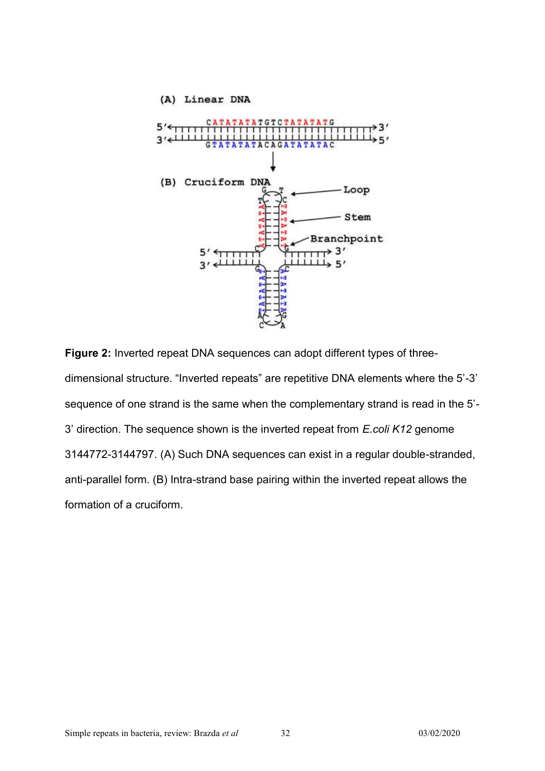**Figure 2:** Inverted repeat DNA sequences can adopt different types of three-dimensional structure. “Inverted repeats” are repetitive DNA elements where the 5’-3’ sequence of one strand is the same when the complementary strand is read in the 5’-3’ direction. The sequence shown is the inverted repeat from *E.coli K12* genome 3144772-3144797. (A) Such DNA sequences can exist in a regular double-stranded, anti-parallel form. (B) Intra-strand base pairing within the inverted repeat allows the formation of a cruciform.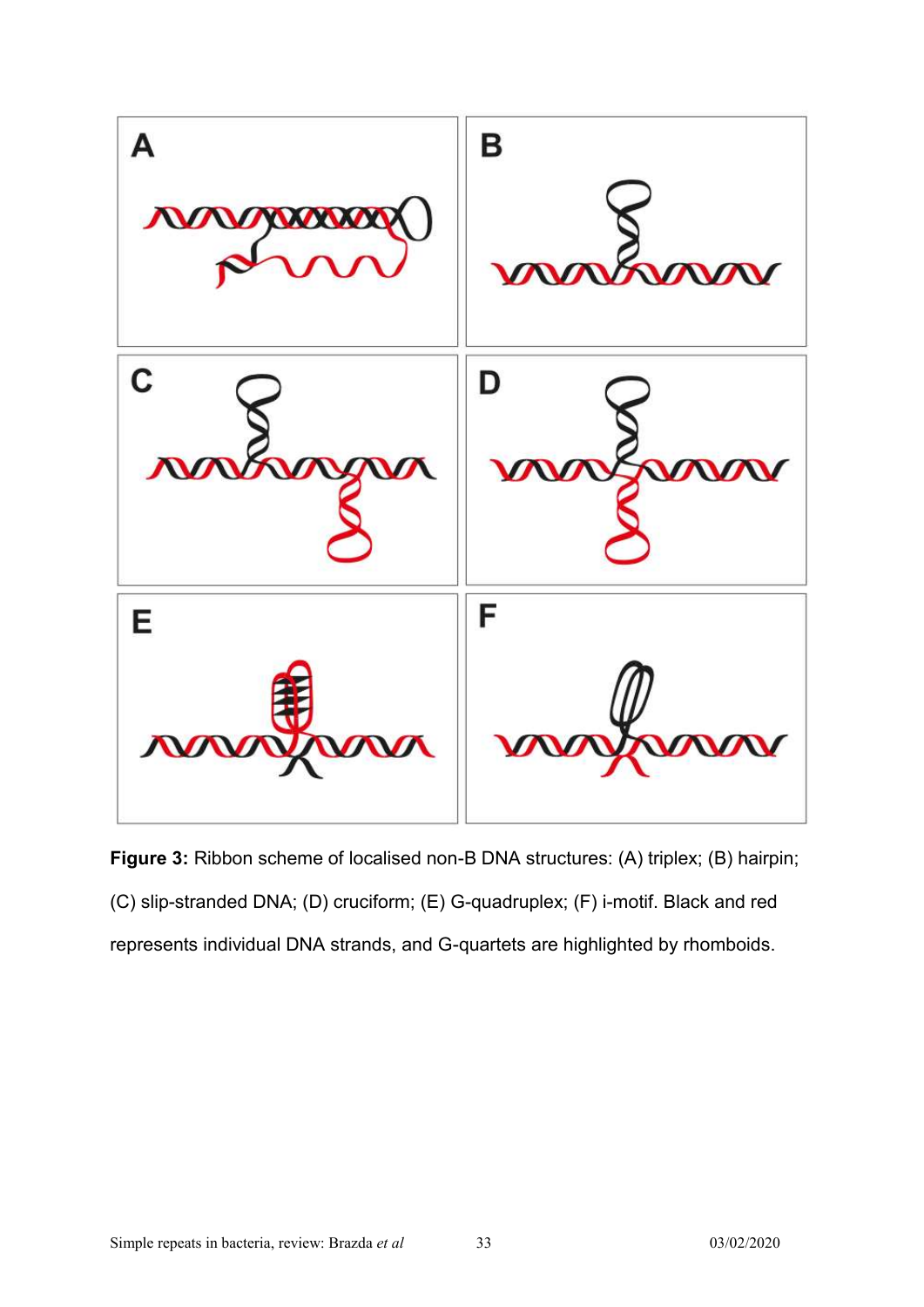**Figure 3:** Ribbon scheme of localised non-B DNA structures: (A) triplex; (B) hairpin; (C) slip-stranded DNA; (D) cruciform; (E) G-quadruplex; (F) i-motif. Black and red represents individual DNA strands, and G-quartets are highlighted by rhomboids.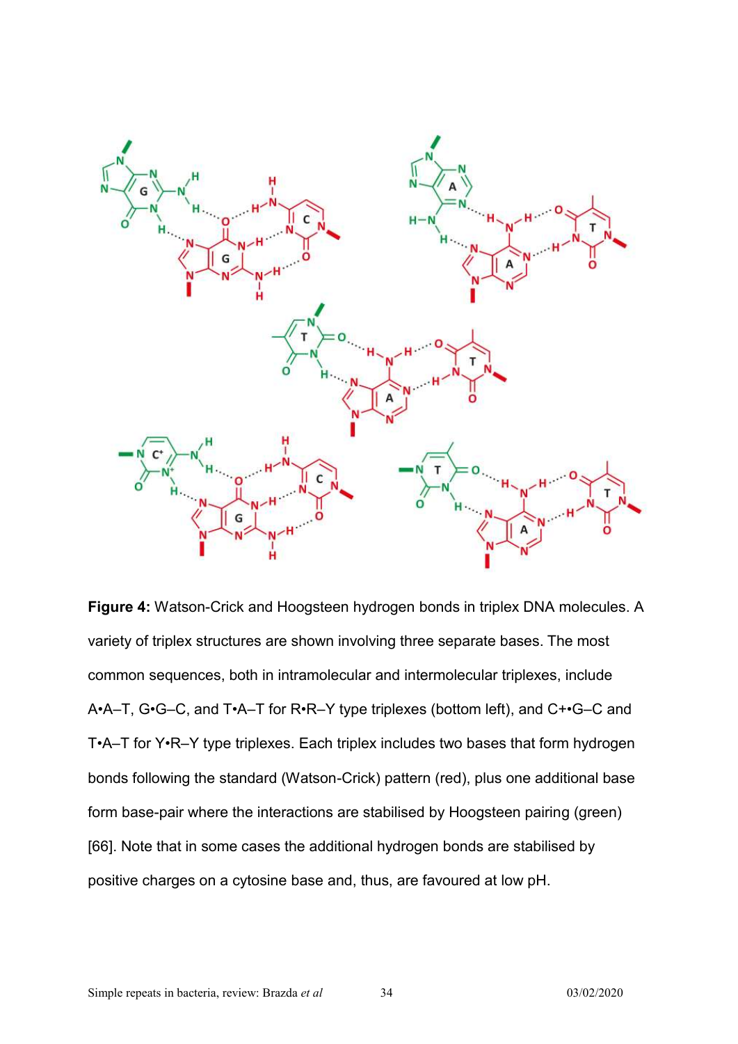**Figure 4:** Watson-Crick and Hoogsteen hydrogen bonds in triplex DNA molecules. A variety of triplex structures are shown involving three separate bases. The most common sequences, both in intramolecular and intermolecular triplexes, include A•A–T, G•G–C, and T•A–T for R•R–Y type triplexes (bottom left), and C+•G–C and T•A–T for Y•R–Y type triplexes. Each triplex includes two bases that form hydrogen bonds following the standard (Watson-Crick) pattern (red), plus one additional base form base-pair where the interactions are stabilised by Hoogsteen pairing (green) [66]. Note that in some cases the additional hydrogen bonds are stabilised by positive charges on a cytosine base and, thus, are favoured at low pH.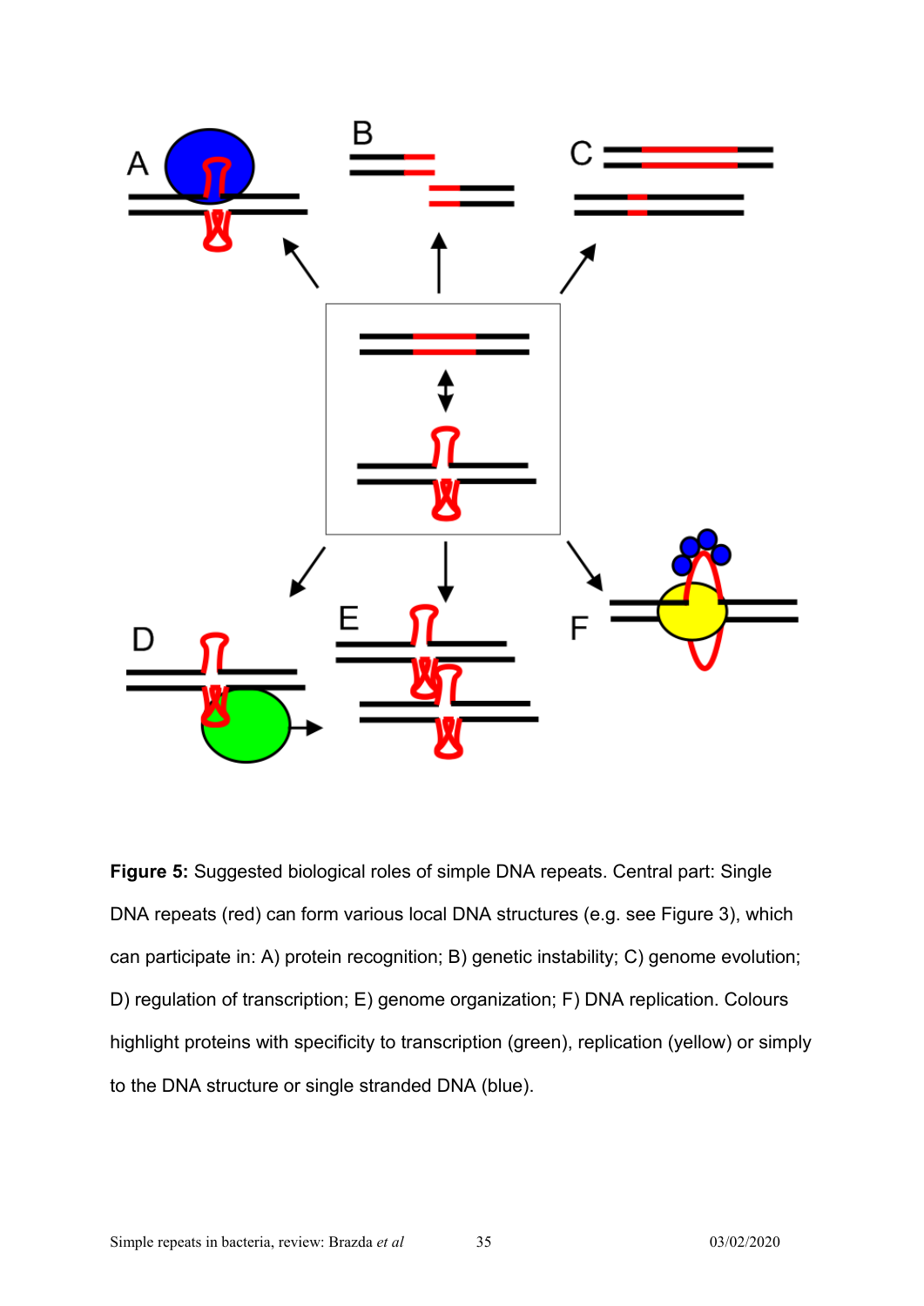**Figure 5:** Suggested biological roles of simple DNA repeats. Central part: Single DNA repeats (red) can form various local DNA structures (e.g. see Figure 3), which can participate in: A) protein recognition; B) genetic instability; C) genome evolution; D) regulation of transcription; E) genome organization; F) DNA replication. Colours highlight proteins with specificity to transcription (green), replication (yellow) or simply to the DNA structure or single stranded DNA (blue).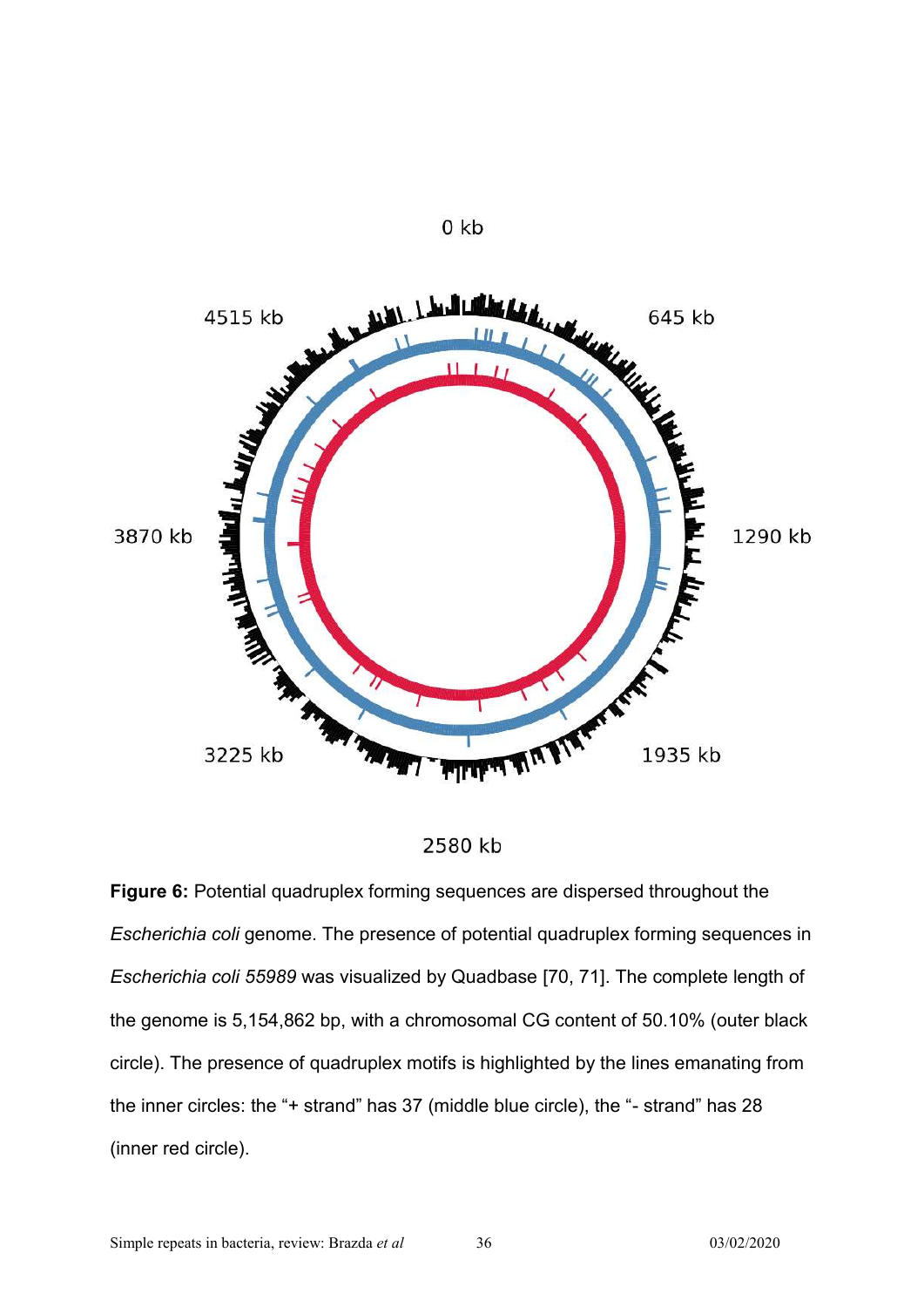0 kb

645 kb

1290 kb

1935 kb

2580 kb

3225 kb

3870 kb

4515 kb

**Figure 6:** Potential quadruplex forming sequences are dispersed throughout the *Escherichia coli* genome. The presence of potential quadruplex forming sequences in *Escherichia coli 55989* was visualized by Quadbase [70, 71]. The complete length of the genome is 5,154,862 bp, with a chromosomal CG content of 50.10% (outer black circle). The presence of quadruplex motifs is highlighted by the lines emanating from the inner circles: the "+ strand" has 37 (middle blue circle), the "- strand" has 28 (inner red circle).